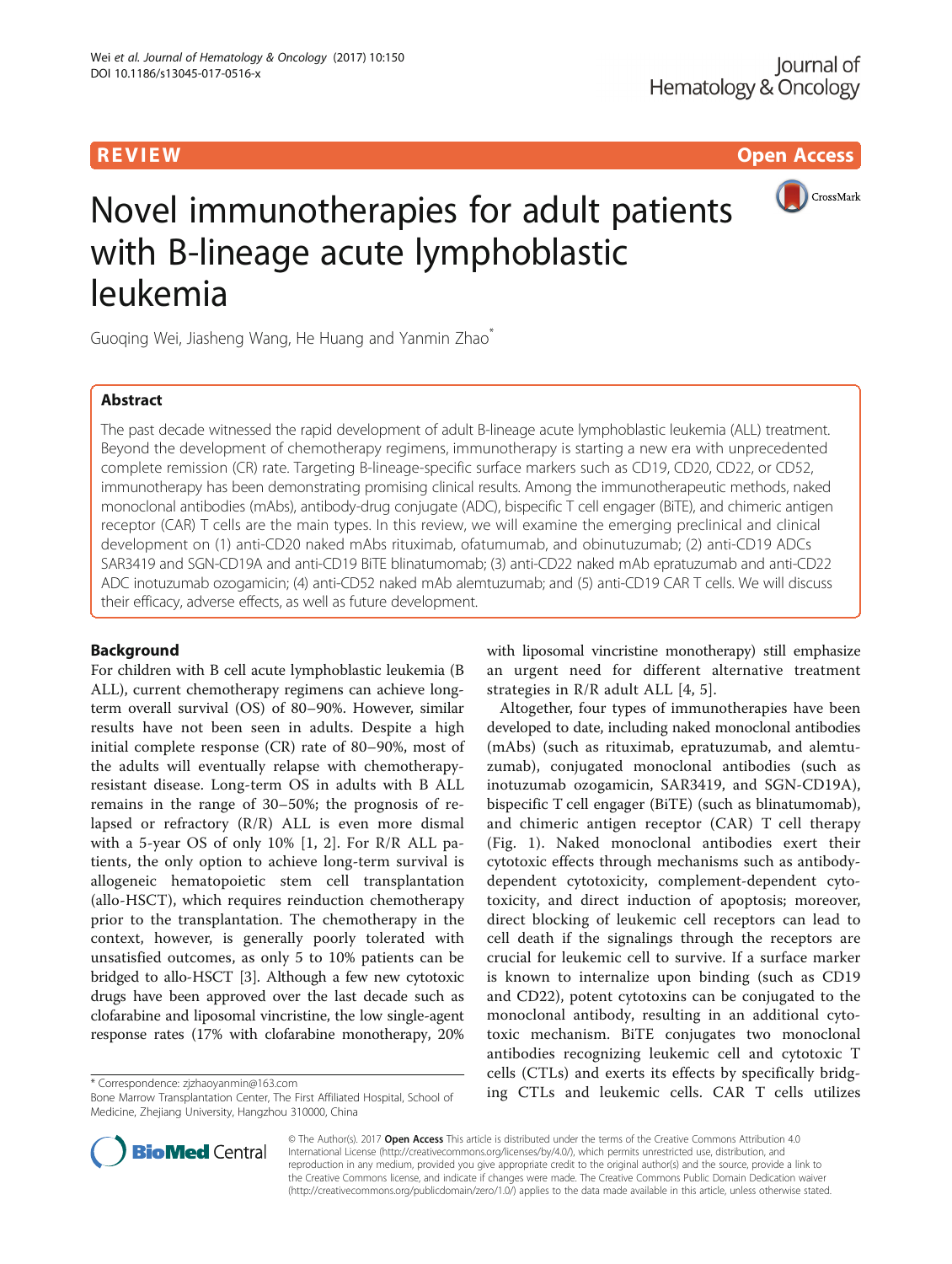REVIEW Open Access

# Novel immunotherapies for adult patients with B-lineage acute lymphoblastic leukemia

Guoqing Wei, Jiasheng Wang, He Huang and Yanmin Zhao*

## Abstract

The past decade witnessed the rapid development of adult B-lineage acute lymphoblastic leukemia (ALL) treatment. Beyond the development of chemotherapy regimens, immunotherapy is starting a new era with unprecedented complete remission (CR) rate. Targeting B-lineage-specific surface markers such as CD19, CD20, CD22, or CD52, immunotherapy has been demonstrating promising clinical results. Among the immunotherapeutic methods, naked monoclonal antibodies (mAbs), antibody-drug conjugate (ADC), bispecific T cell engager (BiTE), and chimeric antigen receptor (CAR) T cells are the main types. In this review, we will examine the emerging preclinical and clinical development on (1) anti-CD20 naked mAbs rituximab, ofatumumab, and obinutuzumab; (2) anti-CD19 ADCs SAR3419 and SGN-CD19A and anti-CD19 BiTE blinatumomab; (3) anti-CD22 naked mAb epratuzumab and anti-CD22 ADC inotuzumab ozogamicin; (4) anti-CD52 naked mAb alemtuzumab; and (5) anti-CD19 CAR T cells. We will discuss their efficacy, adverse effects, as well as future development.

## Background

For children with B cell acute lymphoblastic leukemia (B ALL), current chemotherapy regimens can achieve long-term overall survival (OS) of 80–90%. However, similar results have not been seen in adults. Despite a high initial complete response (CR) rate of 80–90%, most of the adults will eventually relapse with chemotherapy-resistant disease. Long-term OS in adults with B ALL remains in the range of 30–50%; the prognosis of relapsed or refractory (R/R) ALL is even more dismal with a 5-year OS of only 10% [1, 2]. For R/R ALL patients, the only option to achieve long-term survival is allogeneic hematopoietic stem cell transplantation (allo-HSCT), which requires reinduction chemotherapy prior to the transplantation. The chemotherapy in the context, however, is generally poorly tolerated with unsatisfied outcomes, as only 5 to 10% patients can be bridged to allo-HSCT [3]. Although a few new cytotoxic drugs have been approved over the last decade such as clofarabine and liposomal vincristine, the low single-agent response rates (17% with clofarabine monotherapy, 20% with liposomal vincristine monotherapy) still emphasize an urgent need for different alternative treatment strategies in R/R adult ALL [4, 5].

Altogether, four types of immunotherapies have been developed to date, including naked monoclonal antibodies (mAbs) (such as rituximab, epratuzumab, and alemtuzumab), conjugated monoclonal antibodies (such as inotuzumab ozogamicin, SAR3419, and SGN-CD19A), bispecific T cell engager (BiTE) (such as blinatumomab), and chimeric antigen receptor (CAR) T cell therapy (Fig. 1). Naked monoclonal antibodies exert their cytotoxic effects through mechanisms such as antibody-dependent cytotoxicity, complement-dependent cytotoxicity, and direct induction of apoptosis; moreover, direct blocking of leukemic cell receptors can lead to cell death if the signalings through the receptors are crucial for leukemic cell to survive. If a surface marker is known to internalize upon binding (such as CD19 and CD22), potent cytotoxins can be conjugated to the monoclonal antibody, resulting in an additional cytotoxic mechanism. BiTE conjugates two monoclonal antibodies recognizing leukemic cell and cytotoxic T cells (CTLs) and exerts its effects by specifically bridging CTLs and leukemic cells. CAR T cells utilizes

* Correspondence: zjzhaoyanmin@163.com
Bone Marrow Transplantation Center, The First Affiliated Hospital, School of Medicine, Zhejiang University, Hangzhou 310000, China

© The Author(s). 2017 **Open Access** This article is distributed under the terms of the Creative Commons Attribution 4.0 International License (http://creativecommons.org/licenses/by/4.0/), which permits unrestricted use, distribution, and reproduction in any medium, provided you give appropriate credit to the original author(s) and the source, provide a link to the Creative Commons license, and indicate if changes were made. The Creative Commons Public Domain Dedication waiver (http://creativecommons.org/publicdomain/zero/1.0/) applies to the data made available in this article, unless otherwise stated.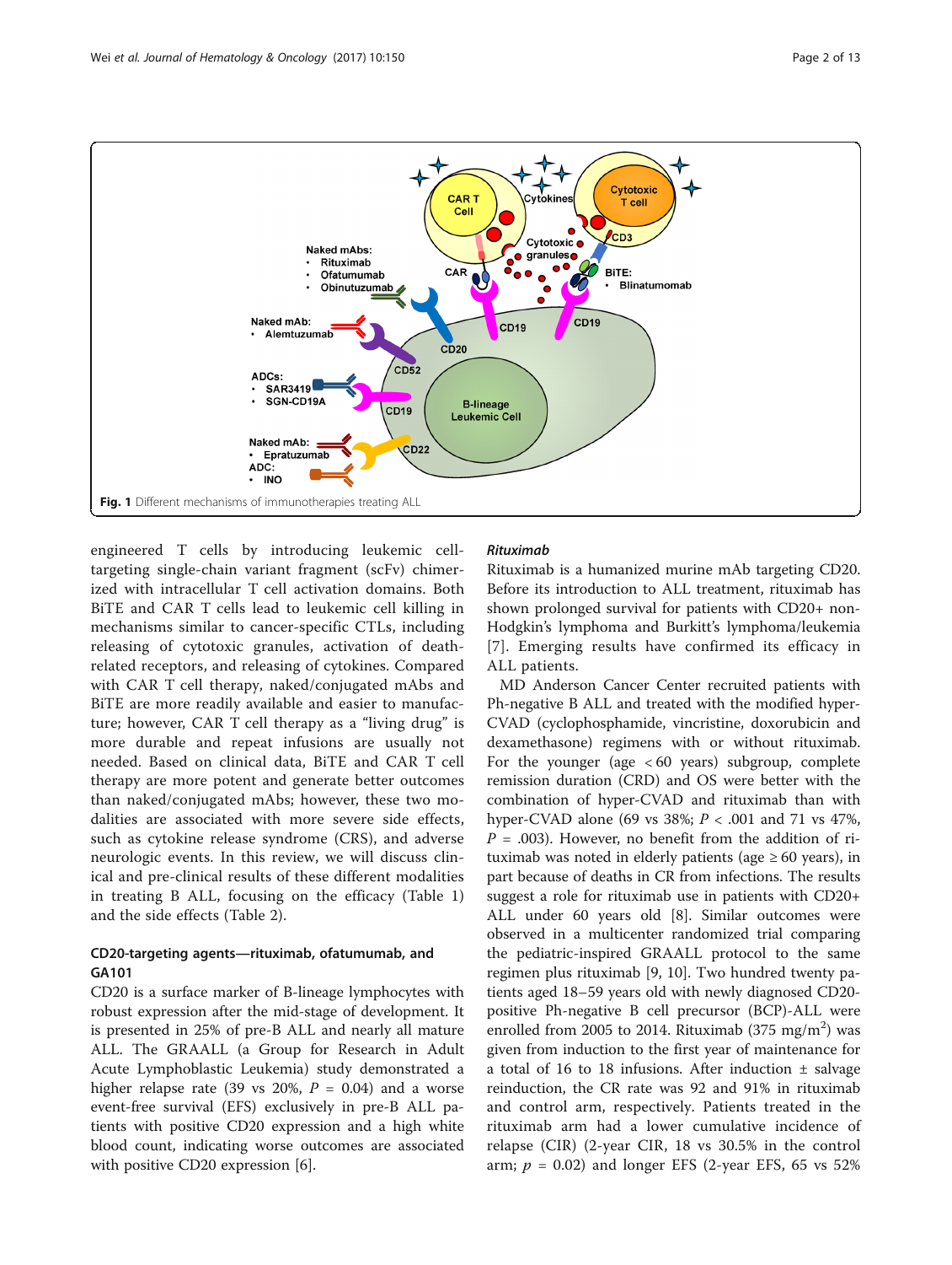Fig. 1 Different mechanisms of immunotherapies treating ALL

engineered T cells by introducing leukemic cell-targeting single-chain variant fragment (scFv) chimerized with intracellular T cell activation domains. Both BiTE and CAR T cells lead to leukemic cell killing in mechanisms similar to cancer-specific CTLs, including releasing of cytotoxic granules, activation of death-related receptors, and releasing of cytokines. Compared with CAR T cell therapy, naked/conjugated mAbs and BiTE are more readily available and easier to manufacture; however, CAR T cell therapy as a "living drug" is more durable and repeat infusions are usually not needed. Based on clinical data, BiTE and CAR T cell therapy are more potent and generate better outcomes than naked/conjugated mAbs; however, these two modalities are associated with more severe side effects, such as cytokine release syndrome (CRS), and adverse neurologic events. In this review, we will discuss clinical and pre-clinical results of these different modalities in treating B ALL, focusing on the efficacy (Table 1) and the side effects (Table 2).

## CD20-targeting agents—rituximab, ofatumumab, and GA101

CD20 is a surface marker of B-lineage lymphocytes with robust expression after the mid-stage of development. It is presented in 25% of pre-B ALL and nearly all mature ALL. The GRAALL (a Group for Research in Adult Acute Lymphoblastic Leukemia) study demonstrated a higher relapse rate (39 vs 20%, $P = 0.04$) and a worse event-free survival (EFS) exclusively in pre-B ALL patients with positive CD20 expression and a high white blood count, indicating worse outcomes are associated with positive CD20 expression [6].

### *Rituximab*

Rituximab is a humanized murine mAb targeting CD20. Before its introduction to ALL treatment, rituximab has shown prolonged survival for patients with CD20+ non-Hodgkin's lymphoma and Burkitt's lymphoma/leukemia [7]. Emerging results have confirmed its efficacy in ALL patients.

MD Anderson Cancer Center recruited patients with Ph-negative B ALL and treated with the modified hyper-CVAD (cyclophosphamide, vincristine, doxorubicin and dexamethasone) regimens with or without rituximab. For the younger (age < 60 years) subgroup, complete remission duration (CRD) and OS were better with the combination of hyper-CVAD and rituximab than with hyper-CVAD alone (69 vs 38%; $P < .001$ and 71 vs 47%, $P = .003$). However, no benefit from the addition of rituximab was noted in elderly patients (age ≥ 60 years), in part because of deaths in CR from infections. The results suggest a role for rituximab use in patients with CD20+ ALL under 60 years old [8]. Similar outcomes were observed in a multicenter randomized trial comparing the pediatric-inspired GRAALL protocol to the same regimen plus rituximab [9, 10]. Two hundred twenty patients aged 18–59 years old with newly diagnosed CD20-positive Ph-negative B cell precursor (BCP)-ALL were enrolled from 2005 to 2014. Rituximab (375 mg/m$^2$) was given from induction to the first year of maintenance for a total of 16 to 18 infusions. After induction ± salvage reinduction, the CR rate was 92 and 91% in rituximab and control arm, respectively. Patients treated in the rituximab arm had a lower cumulative incidence of relapse (CIR) (2-year CIR, 18 vs 30.5% in the control arm; $p = 0.02$) and longer EFS (2-year EFS, 65 vs 52%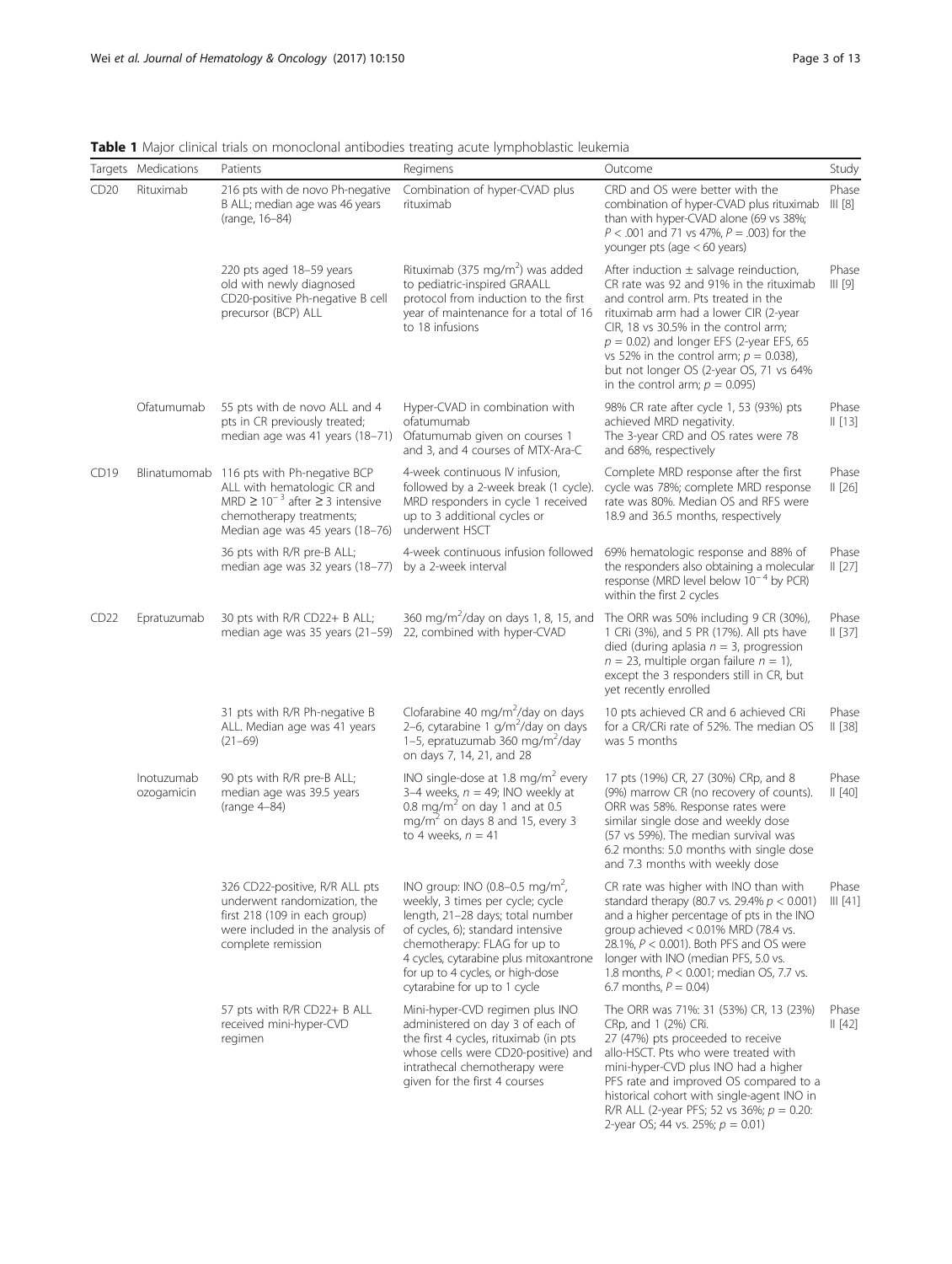**Table 1** Major clinical trials on monoclonal antibodies treating acute lymphoblastic leukemia

| Targets | Medications | Patients | Regimens | Outcome | Study |
|---|---|---|---|---|---|
| CD20 | Rituximab | 216 pts with de novo Ph-negative B ALL; median age was 46 years (range, 16–84) | Combination of hyper-CVAD plus rituximab | CRD and OS were better with the combination of hyper-CVAD plus rituximab than with hyper-CVAD alone (69 vs 38%; $P < .001$ and 71 vs 47%, $P = .003$) for the younger pts (age < 60 years) | Phase III [8] |
| | | 220 pts aged 18–59 years old with newly diagnosed CD20-positive Ph-negative B cell precursor (BCP) ALL | Rituximab (375 mg/m$^2$) was added to pediatric-inspired GRAALL protocol from induction to the first year of maintenance for a total of 16 to 18 infusions | After induction ± salvage reinduction, CR rate was 92 and 91% in the rituximab and control arm. Pts treated in the rituximab arm had a lower CIR (2-year CIR, 18 vs 30.5% in the control arm; $p = 0.02$) and longer EFS (2-year EFS, 65 vs 52% in the control arm; $p = 0.038$), but not longer OS (2-year OS, 71 vs 64% in the control arm; $p = 0.095$) | Phase III [9] |
| | Ofatumumab | 55 pts with de novo ALL and 4 pts in CR previously treated; median age was 41 years (18–71) | Hyper-CVAD in combination with ofatumumab<br>Ofatumumab given on courses 1 and 3, and 4 courses of MTX-Ara-C | 98% CR rate after cycle 1, 53 (93%) pts achieved MRD negativity.<br>The 3-year CRD and OS rates were 78 and 68%, respectively | Phase II [13] |
| CD19 | Blinatumomab | 116 pts with Ph-negative BCP ALL with hematologic CR and MRD ≥ $10^{-3}$ after ≥ 3 intensive chemotherapy treatments; Median age was 45 years (18–76) | 4-week continuous IV infusion, followed by a 2-week break (1 cycle). MRD responders in cycle 1 received up to 3 additional cycles or underwent HSCT | Complete MRD response after the first cycle was 78%; complete MRD response rate was 80%. Median OS and RFS were 18.9 and 36.5 months, respectively | Phase II [26] |
| | | 36 pts with R/R pre-B ALL; median age was 32 years (18–77) | 4-week continuous infusion followed by a 2-week interval | 69% hematologic response and 88% of the responders also obtaining a molecular response (MRD level below $10^{-4}$ by PCR) within the first 2 cycles | Phase II [27] |
| CD22 | Epratuzumab | 30 pts with R/R CD22+ B ALL; median age was 35 years (21–59) | 360 mg/m$^2$/day on days 1, 8, 15, and 22, combined with hyper-CVAD | The ORR was 50% including 9 CR (30%), 1 CRi (3%), and 5 PR (17%). All pts have died (during aplasia $n = 3$, progression $n = 23$, multiple organ failure $n = 1$), except the 3 responders still in CR, but yet recently enrolled | Phase II [37] |
| | | 31 pts with R/R Ph-negative B ALL. Median age was 41 years (21–69) | Clofarabine 40 mg/m$^2$/day on days 2–6, cytarabine 1 g/m$^2$/day on days 1–5, epratuzumab 360 mg/m$^2$/day on days 7, 14, 21, and 28 | 10 pts achieved CR and 6 achieved CRi for a CR/CRi rate of 52%. The median OS was 5 months | Phase II [38] |
| | Inotuzumab ozogamicin | 90 pts with R/R pre-B ALL; median age was 39.5 years (range 4–84) | INO single-dose at 1.8 mg/m$^2$ every 3–4 weeks, $n = 49$; INO weekly at 0.8 mg/m$^2$ on day 1 and at 0.5 mg/m$^2$ on days 8 and 15, every 3 to 4 weeks, $n = 41$ | 17 pts (19%) CR, 27 (30%) CRp, and 8 (9%) marrow CR (no recovery of counts). ORR was 58%. Response rates were similar single dose and weekly dose (57 vs 59%). The median survival was 6.2 months: 5.0 months with single dose and 7.3 months with weekly dose | Phase II [40] |
| | | 326 CD22-positive, R/R ALL pts underwent randomization, the first 218 (109 in each group) were included in the analysis of complete remission | INO group: INO (0.8–0.5 mg/m$^2$, weekly, 3 times per cycle; cycle length, 21–28 days; total number of cycles, 6); standard intensive chemotherapy: FLAG for up to 4 cycles, cytarabine plus mitoxantrone for up to 4 cycles, or high-dose cytarabine for up to 1 cycle | CR rate was higher with INO than with standard therapy (80.7 vs. 29.4% $p < 0.001$) and a higher percentage of pts in the INO group achieved < 0.01% MRD (78.4 vs. 28.1%, $P < 0.001$). Both PFS and OS were longer with INO (median PFS, 5.0 vs. 1.8 months, $P < 0.001$; median OS, 7.7 vs. 6.7 months, $P = 0.04$) | Phase III [41] |
| | | 57 pts with R/R CD22+ B ALL received mini-hyper-CVD regimen | Mini-hyper-CVD regimen plus INO administered on day 3 of each of the first 4 cycles, rituximab (in pts whose cells were CD20-positive) and intrathecal chemotherapy were given for the first 4 courses | The ORR was 71%: 31 (53%) CR, 13 (23%) CRp, and 1 (2%) CRi.<br>27 (47%) pts proceeded to receive allo-HSCT. Pts who were treated with mini-hyper-CVD plus INO had a higher PFS rate and improved OS compared to a historical cohort with single-agent INO in R/R ALL (2-year PFS; 52 vs 36%; $p = 0.20$: 2-year OS; 44 vs. 25%; $p = 0.01$) | Phase II [42] |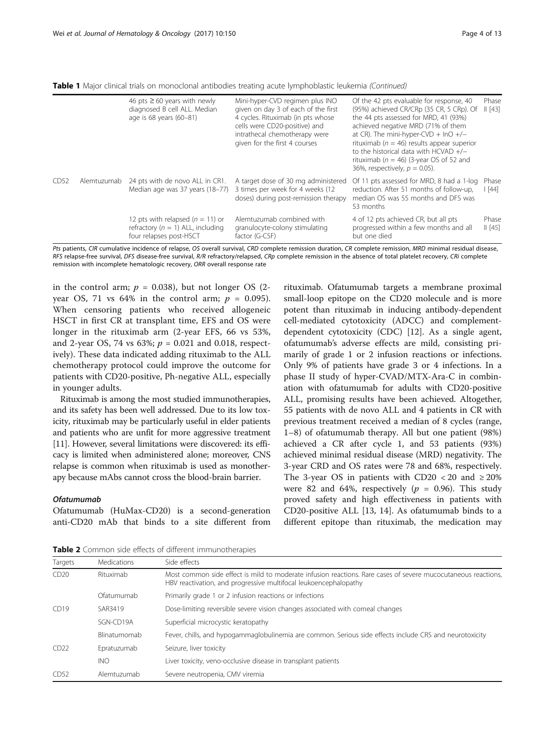**Table 1** Major clinical trials on monoclonal antibodies treating acute lymphoblastic leukemia *(Continued)*

| | | | | | |
|---|---|---|---|---|---|
| | | 46 pts ≥ 60 years with newly diagnosed B cell ALL. Median age is 68 years (60–81) | Mini-hyper-CVD regimen plus INO given on day 3 of each of the first 4 cycles. Rituximab (in pts whose cells were CD20-positive) and intrathecal chemotherapy were given for the first 4 courses | Of the 42 pts evaluable for response, 40 (95%) achieved CR/CRp (35 CR, 5 CRp). Of the 44 pts assessed for MRD, 41 (93%) achieved negative MRD (71% of them at CR). The mini-hyper-CVD + InO +/− rituximab ($n$ = 46) results appear superior to the historical data with HCVAD +/− rituximab ($n$ = 46) (3-year OS of 52 and 36%, respectively, $p$ = 0.05). | Phase II [43] |
| CD52 | Alemtuzumab | 24 pts with de novo ALL in CR1. Median age was 37 years (18–77) | A target dose of 30 mg administered 3 times per week for 4 weeks (12 doses) during post-remission therapy | Of 11 pts assessed for MRD, 8 had a 1-log reduction. After 51 months of follow-up, median OS was 55 months and DFS was 53 months | Phase I [44] |
| | | 12 pts with relapsed ($n$ = 11) or refractory ($n$ = 1) ALL, including four relapses post-HSCT | Alemtuzumab combined with granulocyte-colony stimulating factor (G-CSF) | 4 of 12 pts achieved CR, but all pts progressed within a few months and all but one died | Phase II [45] |

*Pts* patients, *CIR* cumulative incidence of relapse, *OS* overall survival, *CRD* complete remission duration, *CR* complete remission, *MRD* minimal residual disease, *RFS* relapse-free survival, *DFS* disease-free survival, *R/R* refractory/relapsed, *CRp* complete remission in the absence of total platelet recovery, *CRi* complete remission with incomplete hematologic recovery, *ORR* overall response rate

in the control arm; $p$ = 0.038), but not longer OS (2-year OS, 71 vs 64% in the control arm; $p$ = 0.095). When censoring patients who received allogeneic HSCT in first CR at transplant time, EFS and OS were longer in the rituximab arm (2-year EFS, 66 vs 53%, and 2-year OS, 74 vs 63%; $p$ = 0.021 and 0.018, respectively). These data indicated adding rituximab to the ALL chemotherapy protocol could improve the outcome for patients with CD20-positive, Ph-negative ALL, especially in younger adults.

Rituximab is among the most studied immunotherapies, and its safety has been well addressed. Due to its low toxicity, rituximab may be particularly useful in elder patients and patients who are unfit for more aggressive treatment [11]. However, several limitations were discovered: its efficacy is limited when administered alone; moreover, CNS relapse is common when rituximab is used as monotherapy because mAbs cannot cross the blood-brain barrier.

#### Ofatumumab

Ofatumumab (HuMax-CD20) is a second-generation anti-CD20 mAb that binds to a site different from rituximab. Ofatumumab targets a membrane proximal small-loop epitope on the CD20 molecule and is more potent than rituximab in inducing antibody-dependent cell-mediated cytotoxicity (ADCC) and complement-dependent cytotoxicity (CDC) [12]. As a single agent, ofatumumab's adverse effects are mild, consisting primarily of grade 1 or 2 infusion reactions or infections. Only 9% of patients have grade 3 or 4 infections. In a phase II study of hyper-CVAD/MTX-Ara-C in combination with ofatumumab for adults with CD20-positive ALL, promising results have been achieved. Altogether, 55 patients with de novo ALL and 4 patients in CR with previous treatment received a median of 8 cycles (range, 1–8) of ofatumumab therapy. All but one patient (98%) achieved a CR after cycle 1, and 53 patients (93%) achieved minimal residual disease (MRD) negativity. The 3-year CRD and OS rates were 78 and 68%, respectively. The 3-year OS in patients with CD20 < 20 and ≥ 20% were 82 and 64%, respectively ($p$ = 0.96). This study proved safety and high effectiveness in patients with CD20-positive ALL [13, 14]. As ofatumumab binds to a different epitope than rituximab, the medication may

**Table 2** Common side effects of different immunotherapies

| Targets | Medications | Side effects |
|---|---|---|
| CD20 | Rituximab | Most common side effect is mild to moderate infusion reactions. Rare cases of severe mucocutaneous reactions, HBV reactivation, and progressive multifocal leukoencephalopathy |
| | Ofatumumab | Primarily grade 1 or 2 infusion reactions or infections |
| CD19 | SAR3419 | Dose-limiting reversible severe vision changes associated with corneal changes |
| | SGN-CD19A | Superficial microcystic keratopathy |
| | Blinatumomab | Fever, chills, and hypogammaglobulinemia are common. Serious side effects include CRS and neurotoxicity |
| CD22 | Epratuzumab | Seizure, liver toxicity |
| | INO | Liver toxicity, veno-occlusive disease in transplant patients |
| CD52 | Alemtuzumab | Severe neutropenia, CMV viremia |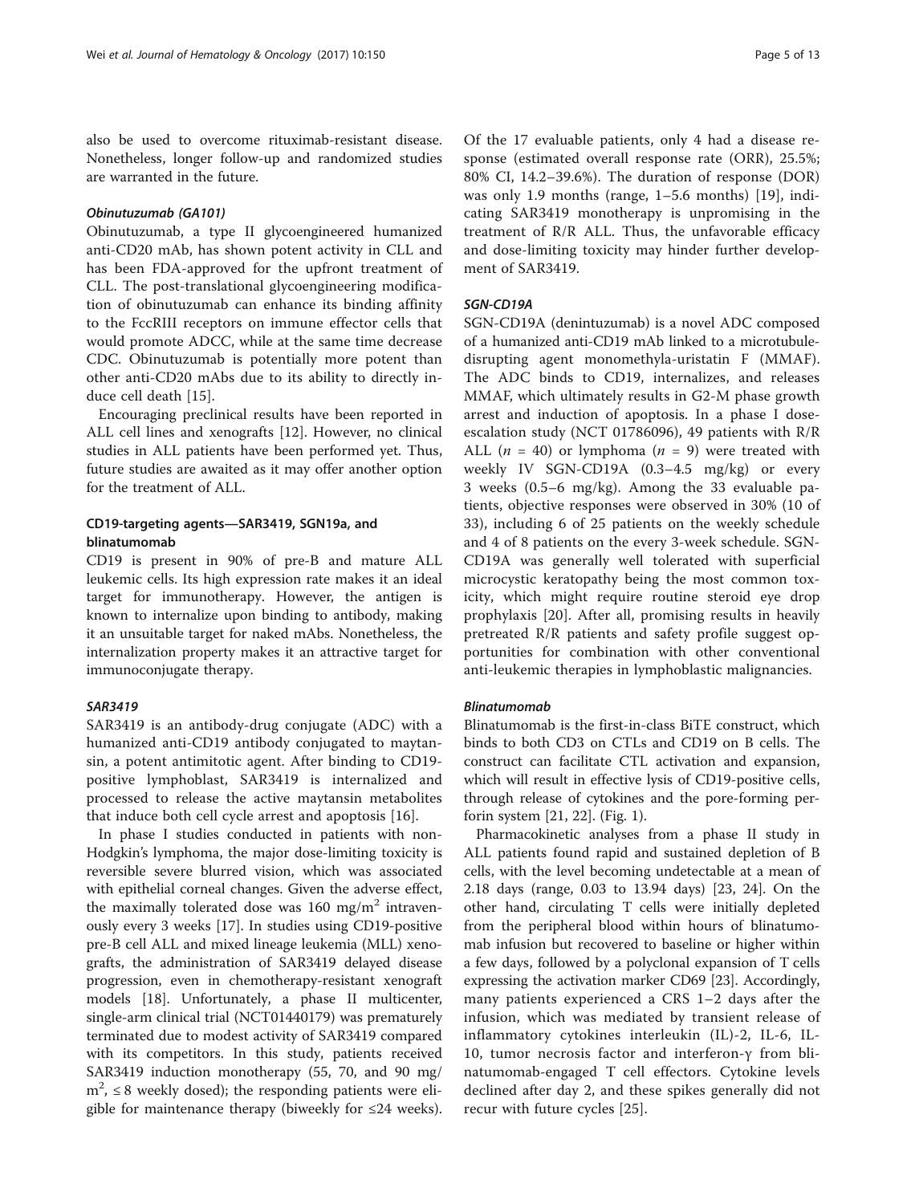also be used to overcome rituximab-resistant disease. Nonetheless, longer follow-up and randomized studies are warranted in the future.

#### *Obinutuzumab (GA101)*

Obinutuzumab, a type II glycoengineered humanized anti-CD20 mAb, has shown potent activity in CLL and has been FDA-approved for the upfront treatment of CLL. The post-translational glycoengineering modification of obinutuzumab can enhance its binding affinity to the FccRIII receptors on immune effector cells that would promote ADCC, while at the same time decrease CDC. Obinutuzumab is potentially more potent than other anti-CD20 mAbs due to its ability to directly induce cell death [15].

Encouraging preclinical results have been reported in ALL cell lines and xenografts [12]. However, no clinical studies in ALL patients have been performed yet. Thus, future studies are awaited as it may offer another option for the treatment of ALL.

### CD19-targeting agents—SAR3419, SGN19a, and blinatumomab

CD19 is present in 90% of pre-B and mature ALL leukemic cells. Its high expression rate makes it an ideal target for immunotherapy. However, the antigen is known to internalize upon binding to antibody, making it an unsuitable target for naked mAbs. Nonetheless, the internalization property makes it an attractive target for immunoconjugate therapy.

#### *SAR3419*

SAR3419 is an antibody-drug conjugate (ADC) with a humanized anti-CD19 antibody conjugated to maytansin, a potent antimitotic agent. After binding to CD19-positive lymphoblast, SAR3419 is internalized and processed to release the active maytansin metabolites that induce both cell cycle arrest and apoptosis [16].

In phase I studies conducted in patients with non-Hodgkin's lymphoma, the major dose-limiting toxicity is reversible severe blurred vision, which was associated with epithelial corneal changes. Given the adverse effect, the maximally tolerated dose was 160 mg/m$^2$ intravenously every 3 weeks [17]. In studies using CD19-positive pre-B cell ALL and mixed lineage leukemia (MLL) xenografts, the administration of SAR3419 delayed disease progression, even in chemotherapy-resistant xenograft models [18]. Unfortunately, a phase II multicenter, single-arm clinical trial (NCT01440179) was prematurely terminated due to modest activity of SAR3419 compared with its competitors. In this study, patients received SAR3419 induction monotherapy (55, 70, and 90 mg/m$^2$, ≤ 8 weekly dosed); the responding patients were eligible for maintenance therapy (biweekly for ≤24 weeks). Of the 17 evaluable patients, only 4 had a disease response (estimated overall response rate (ORR), 25.5%; 80% CI, 14.2–39.6%). The duration of response (DOR) was only 1.9 months (range, 1–5.6 months) [19], indicating SAR3419 monotherapy is unpromising in the treatment of R/R ALL. Thus, the unfavorable efficacy and dose-limiting toxicity may hinder further development of SAR3419.

#### *SGN-CD19A*

SGN-CD19A (denintuzumab) is a novel ADC composed of a humanized anti-CD19 mAb linked to a microtubule-disrupting agent monomethyla-uristatin F (MMAF). The ADC binds to CD19, internalizes, and releases MMAF, which ultimately results in G2-M phase growth arrest and induction of apoptosis. In a phase I dose-escalation study (NCT 01786096), 49 patients with R/R ALL ($n$ = 40) or lymphoma ($n$ = 9) were treated with weekly IV SGN-CD19A (0.3–4.5 mg/kg) or every 3 weeks (0.5–6 mg/kg). Among the 33 evaluable patients, objective responses were observed in 30% (10 of 33), including 6 of 25 patients on the weekly schedule and 4 of 8 patients on the every 3-week schedule. SGN-CD19A was generally well tolerated with superficial microcystic keratopathy being the most common toxicity, which might require routine steroid eye drop prophylaxis [20]. After all, promising results in heavily pretreated R/R patients and safety profile suggest opportunities for combination with other conventional anti-leukemic therapies in lymphoblastic malignancies.

#### *Blinatumomab*

Blinatumomab is the first-in-class BiTE construct, which binds to both CD3 on CTLs and CD19 on B cells. The construct can facilitate CTL activation and expansion, which will result in effective lysis of CD19-positive cells, through release of cytokines and the pore-forming perforin system [21, 22]. (Fig. 1).

Pharmacokinetic analyses from a phase II study in ALL patients found rapid and sustained depletion of B cells, with the level becoming undetectable at a mean of 2.18 days (range, 0.03 to 13.94 days) [23, 24]. On the other hand, circulating T cells were initially depleted from the peripheral blood within hours of blinatumomab infusion but recovered to baseline or higher within a few days, followed by a polyclonal expansion of T cells expressing the activation marker CD69 [23]. Accordingly, many patients experienced a CRS 1–2 days after the infusion, which was mediated by transient release of inflammatory cytokines interleukin (IL)-2, IL-6, IL-10, tumor necrosis factor and interferon-γ from blinatumomab-engaged T cell effectors. Cytokine levels declined after day 2, and these spikes generally did not recur with future cycles [25].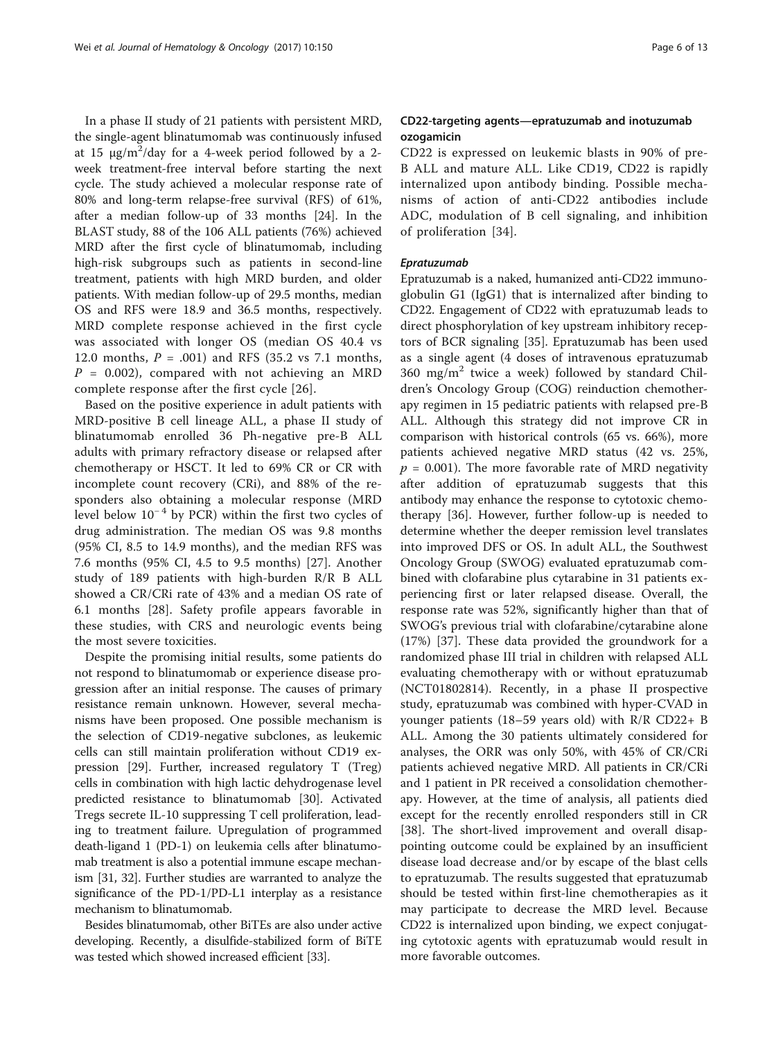In a phase II study of 21 patients with persistent MRD, the single-agent blinatumomab was continuously infused at 15 μg/m$^2$/day for a 4-week period followed by a 2-week treatment-free interval before starting the next cycle. The study achieved a molecular response rate of 80% and long-term relapse-free survival (RFS) of 61%, after a median follow-up of 33 months [24]. In the BLAST study, 88 of the 106 ALL patients (76%) achieved MRD after the first cycle of blinatumomab, including high-risk subgroups such as patients in second-line treatment, patients with high MRD burden, and older patients. With median follow-up of 29.5 months, median OS and RFS were 18.9 and 36.5 months, respectively. MRD complete response achieved in the first cycle was associated with longer OS (median OS 40.4 vs 12.0 months, $P = .001$) and RFS (35.2 vs 7.1 months, $P = 0.002$), compared with not achieving an MRD complete response after the first cycle [26].

Based on the positive experience in adult patients with MRD-positive B cell lineage ALL, a phase II study of blinatumomab enrolled 36 Ph-negative pre-B ALL adults with primary refractory disease or relapsed after chemotherapy or HSCT. It led to 69% CR or CR with incomplete count recovery (CRi), and 88% of the responders also obtaining a molecular response (MRD level below $10^{-4}$ by PCR) within the first two cycles of drug administration. The median OS was 9.8 months (95% CI, 8.5 to 14.9 months), and the median RFS was 7.6 months (95% CI, 4.5 to 9.5 months) [27]. Another study of 189 patients with high-burden R/R B ALL showed a CR/CRi rate of 43% and a median OS rate of 6.1 months [28]. Safety profile appears favorable in these studies, with CRS and neurologic events being the most severe toxicities.

Despite the promising initial results, some patients do not respond to blinatumomab or experience disease progression after an initial response. The causes of primary resistance remain unknown. However, several mechanisms have been proposed. One possible mechanism is the selection of CD19-negative subclones, as leukemic cells can still maintain proliferation without CD19 expression [29]. Further, increased regulatory T (Treg) cells in combination with high lactic dehydrogenase level predicted resistance to blinatumomab [30]. Activated Tregs secrete IL-10 suppressing T cell proliferation, leading to treatment failure. Upregulation of programmed death-ligand 1 (PD-1) on leukemia cells after blinatumomab treatment is also a potential immune escape mechanism [31, 32]. Further studies are warranted to analyze the significance of the PD-1/PD-L1 interplay as a resistance mechanism to blinatumomab.

Besides blinatumomab, other BiTEs are also under active developing. Recently, a disulfide-stabilized form of BiTE was tested which showed increased efficient [33].

### CD22-targeting agents—epratuzumab and inotuzumab ozogamicin

CD22 is expressed on leukemic blasts in 90% of pre-B ALL and mature ALL. Like CD19, CD22 is rapidly internalized upon antibody binding. Possible mechanisms of action of anti-CD22 antibodies include ADC, modulation of B cell signaling, and inhibition of proliferation [34].

#### *Epratuzumab*

Epratuzumab is a naked, humanized anti-CD22 immunoglobulin G1 (IgG1) that is internalized after binding to CD22. Engagement of CD22 with epratuzumab leads to direct phosphorylation of key upstream inhibitory receptors of BCR signaling [35]. Epratuzumab has been used as a single agent (4 doses of intravenous epratuzumab 360 mg/m$^2$ twice a week) followed by standard Children's Oncology Group (COG) reinduction chemotherapy regimen in 15 pediatric patients with relapsed pre-B ALL. Although this strategy did not improve CR in comparison with historical controls (65 vs. 66%), more patients achieved negative MRD status (42 vs. 25%, $p = 0.001$). The more favorable rate of MRD negativity after addition of epratuzumab suggests that this antibody may enhance the response to cytotoxic chemotherapy [36]. However, further follow-up is needed to determine whether the deeper remission level translates into improved DFS or OS. In adult ALL, the Southwest Oncology Group (SWOG) evaluated epratuzumab combined with clofarabine plus cytarabine in 31 patients experiencing first or later relapsed disease. Overall, the response rate was 52%, significantly higher than that of SWOG's previous trial with clofarabine/cytarabine alone (17%) [37]. These data provided the groundwork for a randomized phase III trial in children with relapsed ALL evaluating chemotherapy with or without epratuzumab (NCT01802814). Recently, in a phase II prospective study, epratuzumab was combined with hyper-CVAD in younger patients (18–59 years old) with R/R CD22+ B ALL. Among the 30 patients ultimately considered for analyses, the ORR was only 50%, with 45% of CR/CRi patients achieved negative MRD. All patients in CR/CRi and 1 patient in PR received a consolidation chemotherapy. However, at the time of analysis, all patients died except for the recently enrolled responders still in CR [38]. The short-lived improvement and overall disappointing outcome could be explained by an insufficient disease load decrease and/or by escape of the blast cells to epratuzumab. The results suggested that epratuzumab should be tested within first-line chemotherapies as it may participate to decrease the MRD level. Because CD22 is internalized upon binding, we expect conjugating cytotoxic agents with epratuzumab would result in more favorable outcomes.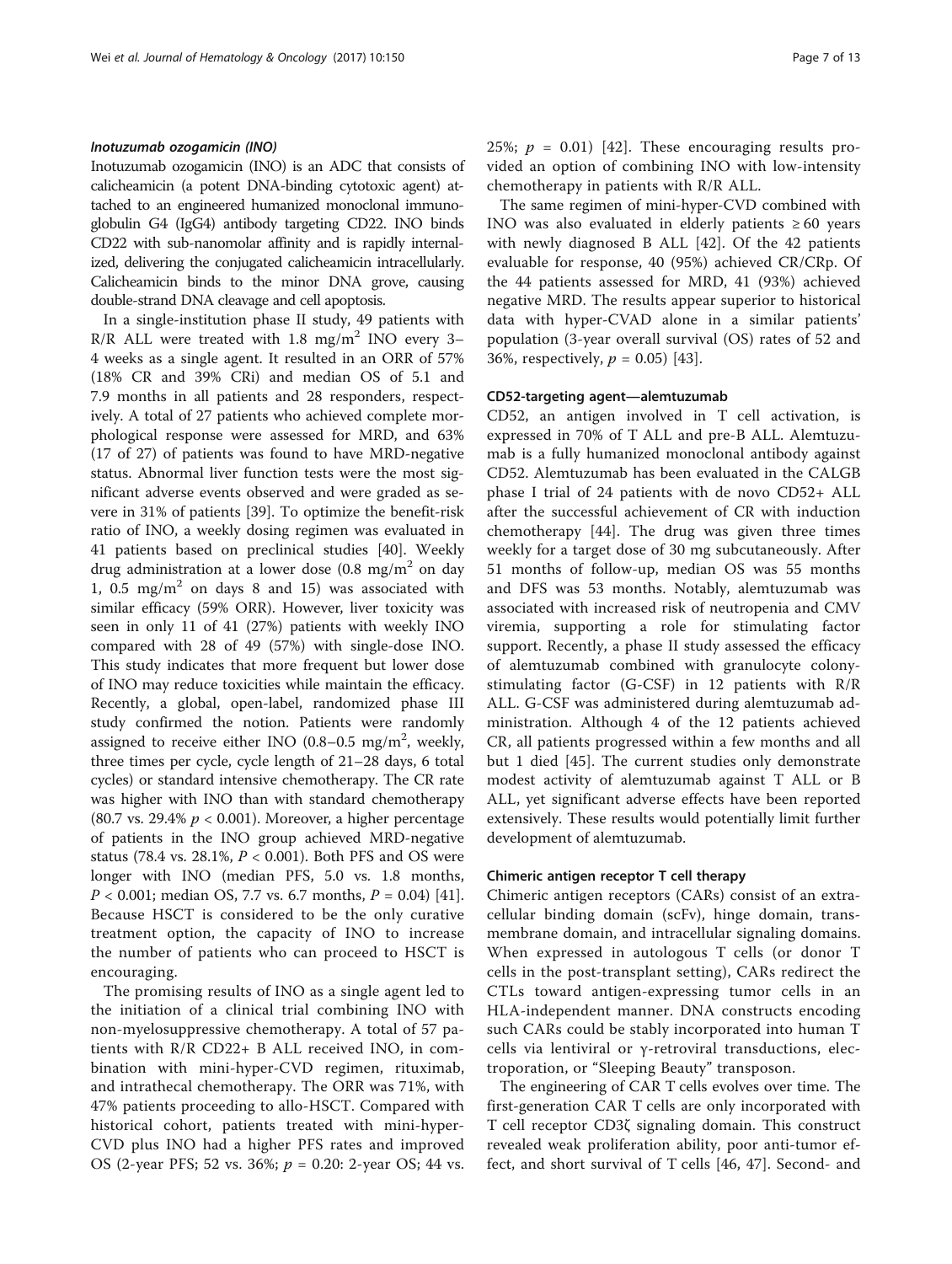#### *Inotuzumab ozogamicin (INO)*

Inotuzumab ozogamicin (INO) is an ADC that consists of calicheamicin (a potent DNA-binding cytotoxic agent) attached to an engineered humanized monoclonal immunoglobulin G4 (IgG4) antibody targeting CD22. INO binds CD22 with sub-nanomolar affinity and is rapidly internalized, delivering the conjugated calicheamicin intracellularly. Calicheamicin binds to the minor DNA grove, causing double-strand DNA cleavage and cell apoptosis.

In a single-institution phase II study, 49 patients with R/R ALL were treated with 1.8 $mg/m^2$ INO every 3–4 weeks as a single agent. It resulted in an ORR of 57% (18% CR and 39% CRi) and median OS of 5.1 and 7.9 months in all patients and 28 responders, respectively. A total of 27 patients who achieved complete morphological response were assessed for MRD, and 63% (17 of 27) of patients was found to have MRD-negative status. Abnormal liver function tests were the most significant adverse events observed and were graded as severe in 31% of patients [39]. To optimize the benefit-risk ratio of INO, a weekly dosing regimen was evaluated in 41 patients based on preclinical studies [40]. Weekly drug administration at a lower dose (0.8 $mg/m^2$ on day 1, 0.5 $mg/m^2$ on days 8 and 15) was associated with similar efficacy (59% ORR). However, liver toxicity was seen in only 11 of 41 (27%) patients with weekly INO compared with 28 of 49 (57%) with single-dose INO. This study indicates that more frequent but lower dose of INO may reduce toxicities while maintain the efficacy. Recently, a global, open-label, randomized phase III study confirmed the notion. Patients were randomly assigned to receive either INO (0.8–0.5 $mg/m^2$, weekly, three times per cycle, cycle length of 21–28 days, 6 total cycles) or standard intensive chemotherapy. The CR rate was higher with INO than with standard chemotherapy (80.7 vs. 29.4% $p < 0.001$). Moreover, a higher percentage of patients in the INO group achieved MRD-negative status (78.4 vs. 28.1%, $P < 0.001$). Both PFS and OS were longer with INO (median PFS, 5.0 vs. 1.8 months, $P < 0.001$; median OS, 7.7 vs. 6.7 months, $P = 0.04$) [41]. Because HSCT is considered to be the only curative treatment option, the capacity of INO to increase the number of patients who can proceed to HSCT is encouraging.

The promising results of INO as a single agent led to the initiation of a clinical trial combining INO with non-myelosuppressive chemotherapy. A total of 57 patients with R/R CD22+ B ALL received INO, in combination with mini-hyper-CVD regimen, rituximab, and intrathecal chemotherapy. The ORR was 71%, with 47% patients proceeding to allo-HSCT. Compared with historical cohort, patients treated with mini-hyper-CVD plus INO had a higher PFS rates and improved OS (2-year PFS; 52 vs. 36%; $p = 0.20$: 2-year OS; 44 vs. 25%; $p = 0.01$) [42]. These encouraging results provided an option of combining INO with low-intensity chemotherapy in patients with R/R ALL.

The same regimen of mini-hyper-CVD combined with INO was also evaluated in elderly patients ≥ 60 years with newly diagnosed B ALL [42]. Of the 42 patients evaluable for response, 40 (95%) achieved CR/CRp. Of the 44 patients assessed for MRD, 41 (93%) achieved negative MRD. The results appear superior to historical data with hyper-CVAD alone in a similar patients' population (3-year overall survival (OS) rates of 52 and 36%, respectively, $p = 0.05$) [43].

### CD52-targeting agent—alemtuzumab

CD52, an antigen involved in T cell activation, is expressed in 70% of T ALL and pre-B ALL. Alemtuzumab is a fully humanized monoclonal antibody against CD52. Alemtuzumab has been evaluated in the CALGB phase I trial of 24 patients with de novo CD52+ ALL after the successful achievement of CR with induction chemotherapy [44]. The drug was given three times weekly for a target dose of 30 mg subcutaneously. After 51 months of follow-up, median OS was 55 months and DFS was 53 months. Notably, alemtuzumab was associated with increased risk of neutropenia and CMV viremia, supporting a role for stimulating factor support. Recently, a phase II study assessed the efficacy of alemtuzumab combined with granulocyte colony-stimulating factor (G-CSF) in 12 patients with R/R ALL. G-CSF was administered during alemtuzumab administration. Although 4 of the 12 patients achieved CR, all patients progressed within a few months and all but 1 died [45]. The current studies only demonstrate modest activity of alemtuzumab against T ALL or B ALL, yet significant adverse effects have been reported extensively. These results would potentially limit further development of alemtuzumab.

### Chimeric antigen receptor T cell therapy

Chimeric antigen receptors (CARs) consist of an extracellular binding domain (scFv), hinge domain, transmembrane domain, and intracellular signaling domains. When expressed in autologous T cells (or donor T cells in the post-transplant setting), CARs redirect the CTLs toward antigen-expressing tumor cells in an HLA-independent manner. DNA constructs encoding such CARs could be stably incorporated into human T cells via lentiviral or γ-retroviral transductions, electroporation, or "Sleeping Beauty" transposon.

The engineering of CAR T cells evolves over time. The first-generation CAR T cells are only incorporated with T cell receptor CD3ζ signaling domain. This construct revealed weak proliferation ability, poor anti-tumor effect, and short survival of T cells [46, 47]. Second- and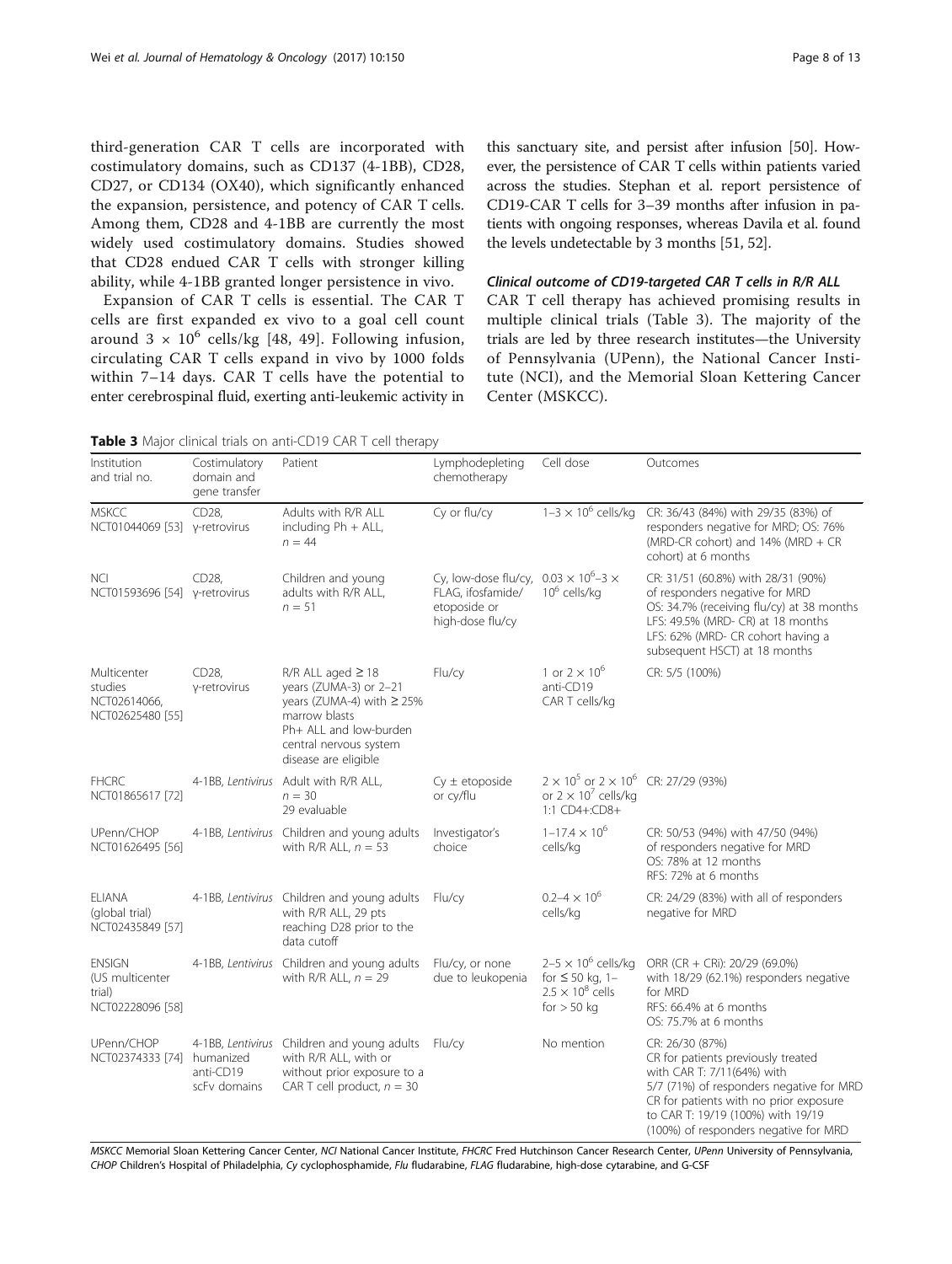third-generation CAR T cells are incorporated with costimulatory domains, such as CD137 (4-1BB), CD28, CD27, or CD134 (OX40), which significantly enhanced the expansion, persistence, and potency of CAR T cells. Among them, CD28 and 4-1BB are currently the most widely used costimulatory domains. Studies showed that CD28 endued CAR T cells with stronger killing ability, while 4-1BB granted longer persistence in vivo.

Expansion of CAR T cells is essential. The CAR T cells are first expanded ex vivo to a goal cell count around $3 \times 10^6$ cells/kg [48, 49]. Following infusion, circulating CAR T cells expand in vivo by 1000 folds within 7–14 days. CAR T cells have the potential to enter cerebrospinal fluid, exerting anti-leukemic activity in this sanctuary site, and persist after infusion [50]. However, the persistence of CAR T cells within patients varied across the studies. Stephan et al. report persistence of CD19-CAR T cells for 3–39 months after infusion in patients with ongoing responses, whereas Davila et al. found the levels undetectable by 3 months [51, 52].

### Clinical outcome of CD19-targeted CAR T cells in R/R ALL

CAR T cell therapy has achieved promising results in multiple clinical trials (Table 3). The majority of the trials are led by three research institutes—the University of Pennsylvania (UPenn), the National Cancer Institute (NCI), and the Memorial Sloan Kettering Cancer Center (MSKCC).

**Table 3** Major clinical trials on anti-CD19 CAR T cell therapy

| Institution and trial no. | Costimulatory domain and gene transfer | Patient | Lymphodepleting chemotherapy | Cell dose | Outcomes |
|---|---|---|---|---|---|
| MSKCC NCT01044069 [53] | CD28, γ-retrovirus | Adults with R/R ALL including Ph + ALL, $n = 44$ | Cy or flu/cy | $1–3 \times 10^6$ cells/kg | CR: 36/43 (84%) with 29/35 (83%) of responders negative for MRD; OS: 76% (MRD-CR cohort) and 14% (MRD + CR cohort) at 6 months |
| NCI NCT01593696 [54] | CD28, γ-retrovirus | Children and young adults with R/R ALL, $n = 51$ | Cy, low-dose flu/cy, FLAG, ifosfamide/ etoposide or high-dose flu/cy | $0.03 \times 10^6–3 \times 10^6$ cells/kg | CR: 31/51 (60.8%) with 28/31 (90%) of responders negative for MRD OS: 34.7% (receiving flu/cy) at 38 months LFS: 49.5% (MRD- CR) at 18 months LFS: 62% (MRD- CR cohort having a subsequent HSCT) at 18 months |
| Multicenter studies NCT02614066, NCT02625480 [55] | CD28, γ-retrovirus | R/R ALL aged ≥ 18 years (ZUMA-3) or 2–21 years (ZUMA-4) with ≥ 25% marrow blasts Ph+ ALL and low-burden central nervous system disease are eligible | Flu/cy | 1 or $2 \times 10^6$ anti-CD19 CAR T cells/kg | CR: 5/5 (100%) |
| FHCRC NCT01865617 [72] | 4-1BB, *Lentivirus* | Adult with R/R ALL, $n = 30$ 29 evaluable | Cy ± etoposide or cy/flu | $2 \times 10^5$ or $2 \times 10^6$ or $2 \times 10^7$ cells/kg 1:1 CD4+:CD8+ | CR: 27/29 (93%) |
| UPenn/CHOP NCT01626495 [56] | 4-1BB, *Lentivirus* | Children and young adults with R/R ALL, $n = 53$ | Investigator's choice | $1–17.4 \times 10^6$ cells/kg | CR: 50/53 (94%) with 47/50 (94%) of responders negative for MRD OS: 78% at 12 months RFS: 72% at 6 months |
| ELIANA (global trial) NCT02435849 [57] | 4-1BB, *Lentivirus* | Children and young adults with R/R ALL, 29 pts reaching D28 prior to the data cutoff | Flu/cy | $0.2–4 \times 10^6$ cells/kg | CR: 24/29 (83%) with all of responders negative for MRD |
| ENSIGN (US multicenter trial) NCT02228096 [58] | 4-1BB, *Lentivirus* | Children and young adults with R/R ALL, $n = 29$ | Flu/cy, or none due to leukopenia | $2–5 \times 10^6$ cells/kg for ≤ 50 kg, $1–2.5 \times 10^8$ cells for > 50 kg | ORR (CR + CRi): 20/29 (69.0%) with 18/29 (62.1%) responders negative for MRD RFS: 66.4% at 6 months OS: 75.7% at 6 months |
| UPenn/CHOP NCT02374333 [74] | 4-1BB, *Lentivirus* humanized anti-CD19 scFv domains | Children and young adults with R/R ALL, with or without prior exposure to a CAR T cell product, $n = 30$ | Flu/cy | No mention | CR: 26/30 (87%) CR for patients previously treated with CAR T: 7/11(64%) with 5/7 (71%) of responders negative for MRD CR for patients with no prior exposure to CAR T: 19/19 (100%) with 19/19 (100%) of responders negative for MRD |

*MSKCC* Memorial Sloan Kettering Cancer Center, *NCI* National Cancer Institute, *FHCRC* Fred Hutchinson Cancer Research Center, *UPenn* University of Pennsylvania, *CHOP* Children's Hospital of Philadelphia, *Cy* cyclophosphamide, *Flu* fludarabine, *FLAG* fludarabine, high-dose cytarabine, and G-CSF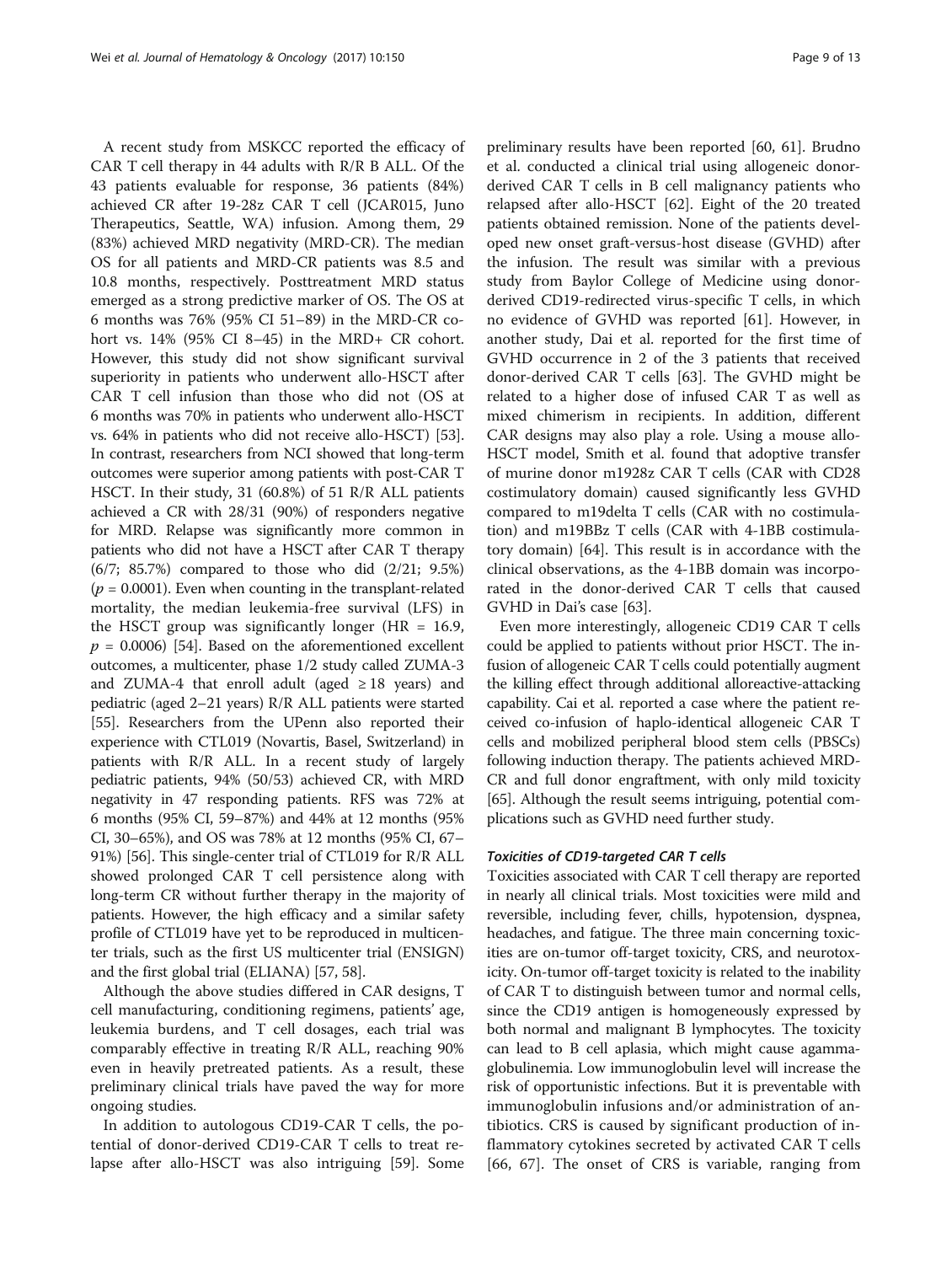A recent study from MSKCC reported the efficacy of CAR T cell therapy in 44 adults with R/R B ALL. Of the 43 patients evaluable for response, 36 patients (84%) achieved CR after 19-28z CAR T cell (JCAR015, Juno Therapeutics, Seattle, WA) infusion. Among them, 29 (83%) achieved MRD negativity (MRD-CR). The median OS for all patients and MRD-CR patients was 8.5 and 10.8 months, respectively. Posttreatment MRD status emerged as a strong predictive marker of OS. The OS at 6 months was 76% (95% CI 51–89) in the MRD-CR cohort vs. 14% (95% CI 8–45) in the MRD+ CR cohort. However, this study did not show significant survival superiority in patients who underwent allo-HSCT after CAR T cell infusion than those who did not (OS at 6 months was 70% in patients who underwent allo-HSCT vs. 64% in patients who did not receive allo-HSCT) [53]. In contrast, researchers from NCI showed that long-term outcomes were superior among patients with post-CAR T HSCT. In their study, 31 (60.8%) of 51 R/R ALL patients achieved a CR with 28/31 (90%) of responders negative for MRD. Relapse was significantly more common in patients who did not have a HSCT after CAR T therapy (6/7; 85.7%) compared to those who did (2/21; 9.5%) ($p = 0.0001$). Even when counting in the transplant-related mortality, the median leukemia-free survival (LFS) in the HSCT group was significantly longer (HR = 16.9, $p = 0.0006$) [54]. Based on the aforementioned excellent outcomes, a multicenter, phase 1/2 study called ZUMA-3 and ZUMA-4 that enroll adult (aged ≥ 18 years) and pediatric (aged 2–21 years) R/R ALL patients were started [55]. Researchers from the UPenn also reported their experience with CTL019 (Novartis, Basel, Switzerland) in patients with R/R ALL. In a recent study of largely pediatric patients, 94% (50/53) achieved CR, with MRD negativity in 47 responding patients. RFS was 72% at 6 months (95% CI, 59–87%) and 44% at 12 months (95% CI, 30–65%), and OS was 78% at 12 months (95% CI, 67–91%) [56]. This single-center trial of CTL019 for R/R ALL showed prolonged CAR T cell persistence along with long-term CR without further therapy in the majority of patients. However, the high efficacy and a similar safety profile of CTL019 have yet to be reproduced in multicenter trials, such as the first US multicenter trial (ENSIGN) and the first global trial (ELIANA) [57, 58].

Although the above studies differed in CAR designs, T cell manufacturing, conditioning regimens, patients' age, leukemia burdens, and T cell dosages, each trial was comparably effective in treating R/R ALL, reaching 90% even in heavily pretreated patients. As a result, these preliminary clinical trials have paved the way for more ongoing studies.

In addition to autologous CD19-CAR T cells, the potential of donor-derived CD19-CAR T cells to treat relapse after allo-HSCT was also intriguing [59]. Some preliminary results have been reported [60, 61]. Brudno et al. conducted a clinical trial using allogeneic donor-derived CAR T cells in B cell malignancy patients who relapsed after allo-HSCT [62]. Eight of the 20 treated patients obtained remission. None of the patients developed new onset graft-versus-host disease (GVHD) after the infusion. The result was similar with a previous study from Baylor College of Medicine using donor-derived CD19-redirected virus-specific T cells, in which no evidence of GVHD was reported [61]. However, in another study, Dai et al. reported for the first time of GVHD occurrence in 2 of the 3 patients that received donor-derived CAR T cells [63]. The GVHD might be related to a higher dose of infused CAR T as well as mixed chimerism in recipients. In addition, different CAR designs may also play a role. Using a mouse allo-HSCT model, Smith et al. found that adoptive transfer of murine donor m1928z CAR T cells (CAR with CD28 costimulatory domain) caused significantly less GVHD compared to m19delta T cells (CAR with no costimulation) and m19BBz T cells (CAR with 4-1BB costimulatory domain) [64]. This result is in accordance with the clinical observations, as the 4-1BB domain was incorporated in the donor-derived CAR T cells that caused GVHD in Dai's case [63].

Even more interestingly, allogeneic CD19 CAR T cells could be applied to patients without prior HSCT. The infusion of allogeneic CAR T cells could potentially augment the killing effect through additional alloreactive-attacking capability. Cai et al. reported a case where the patient received co-infusion of haplo-identical allogeneic CAR T cells and mobilized peripheral blood stem cells (PBSCs) following induction therapy. The patients achieved MRD-CR and full donor engraftment, with only mild toxicity [65]. Although the result seems intriguing, potential complications such as GVHD need further study.

#### *Toxicities of CD19-targeted CAR T cells*

Toxicities associated with CAR T cell therapy are reported in nearly all clinical trials. Most toxicities were mild and reversible, including fever, chills, hypotension, dyspnea, headaches, and fatigue. The three main concerning toxicities are on-tumor off-target toxicity, CRS, and neurotoxicity. On-tumor off-target toxicity is related to the inability of CAR T to distinguish between tumor and normal cells, since the CD19 antigen is homogeneously expressed by both normal and malignant B lymphocytes. The toxicity can lead to B cell aplasia, which might cause agammaglobulinemia. Low immunoglobulin level will increase the risk of opportunistic infections. But it is preventable with immunoglobulin infusions and/or administration of antibiotics. CRS is caused by significant production of inflammatory cytokines secreted by activated CAR T cells [66, 67]. The onset of CRS is variable, ranging from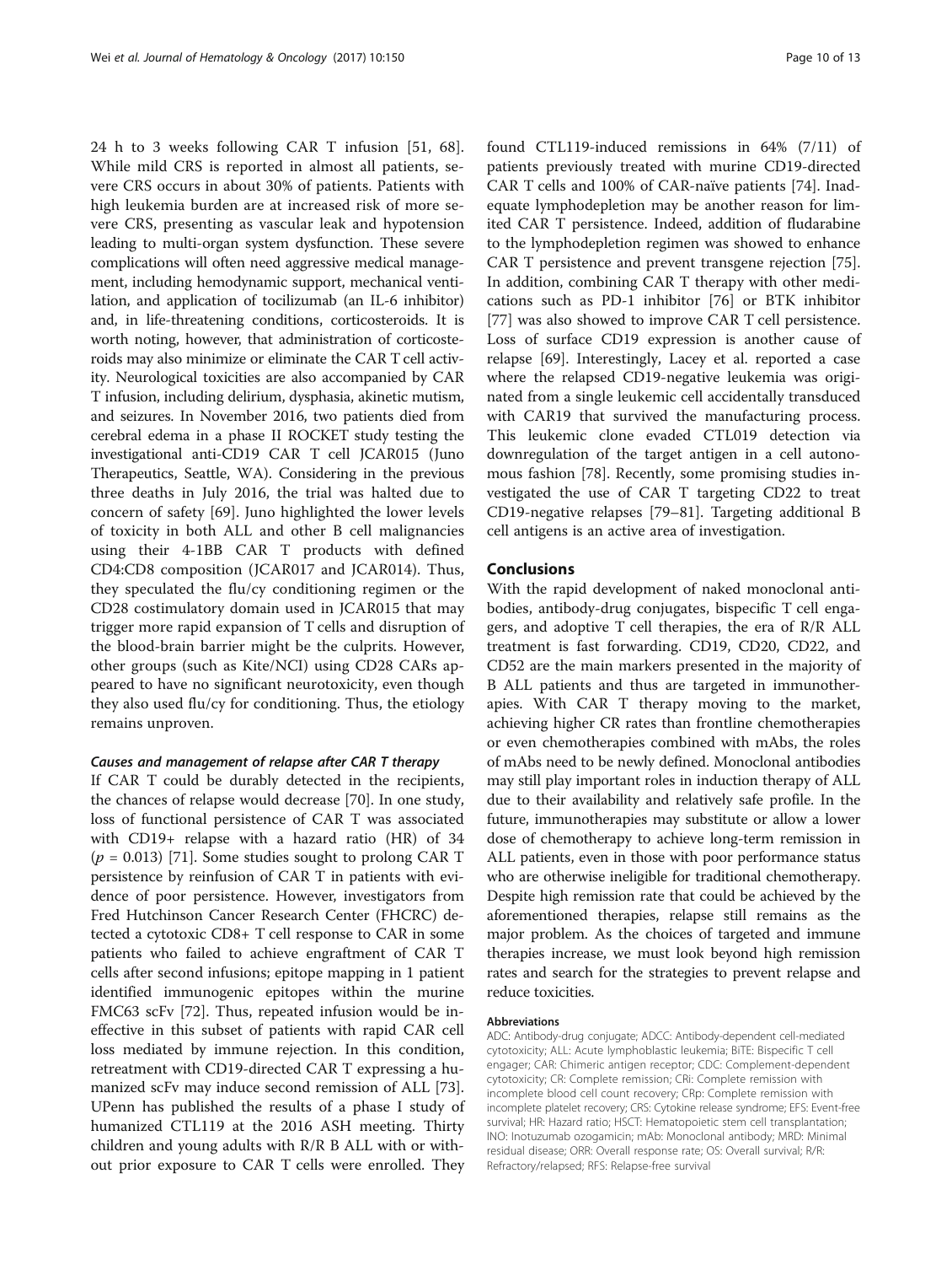24 h to 3 weeks following CAR T infusion [51, 68]. While mild CRS is reported in almost all patients, severe CRS occurs in about 30% of patients. Patients with high leukemia burden are at increased risk of more severe CRS, presenting as vascular leak and hypotension leading to multi-organ system dysfunction. These severe complications will often need aggressive medical management, including hemodynamic support, mechanical ventilation, and application of tocilizumab (an IL-6 inhibitor) and, in life-threatening conditions, corticosteroids. It is worth noting, however, that administration of corticosteroids may also minimize or eliminate the CAR T cell activity. Neurological toxicities are also accompanied by CAR T infusion, including delirium, dysphasia, akinetic mutism, and seizures. In November 2016, two patients died from cerebral edema in a phase II ROCKET study testing the investigational anti-CD19 CAR T cell JCAR015 (Juno Therapeutics, Seattle, WA). Considering in the previous three deaths in July 2016, the trial was halted due to concern of safety [69]. Juno highlighted the lower levels of toxicity in both ALL and other B cell malignancies using their 4-1BB CAR T products with defined CD4:CD8 composition (JCAR017 and JCAR014). Thus, they speculated the flu/cy conditioning regimen or the CD28 costimulatory domain used in JCAR015 that may trigger more rapid expansion of T cells and disruption of the blood-brain barrier might be the culprits. However, other groups (such as Kite/NCI) using CD28 CARs appeared to have no significant neurotoxicity, even though they also used flu/cy for conditioning. Thus, the etiology remains unproven.

### *Causes and management of relapse after CAR T therapy*

If CAR T could be durably detected in the recipients, the chances of relapse would decrease [70]. In one study, loss of functional persistence of CAR T was associated with CD19+ relapse with a hazard ratio (HR) of 34 ($p = 0.013$) [71]. Some studies sought to prolong CAR T persistence by reinfusion of CAR T in patients with evidence of poor persistence. However, investigators from Fred Hutchinson Cancer Research Center (FHCRC) detected a cytotoxic CD8+ T cell response to CAR in some patients who failed to achieve engraftment of CAR T cells after second infusions; epitope mapping in 1 patient identified immunogenic epitopes within the murine FMC63 scFv [72]. Thus, repeated infusion would be ineffective in this subset of patients with rapid CAR cell loss mediated by immune rejection. In this condition, retreatment with CD19-directed CAR T expressing a humanized scFv may induce second remission of ALL [73]. UPenn has published the results of a phase I study of humanized CTL119 at the 2016 ASH meeting. Thirty children and young adults with R/R B ALL with or without prior exposure to CAR T cells were enrolled. They found CTL119-induced remissions in 64% (7/11) of patients previously treated with murine CD19-directed CAR T cells and 100% of CAR-naïve patients [74]. Inadequate lymphodepletion may be another reason for limited CAR T persistence. Indeed, addition of fludarabine to the lymphodepletion regimen was showed to enhance CAR T persistence and prevent transgene rejection [75]. In addition, combining CAR T therapy with other medications such as PD-1 inhibitor [76] or BTK inhibitor [77] was also showed to improve CAR T cell persistence. Loss of surface CD19 expression is another cause of relapse [69]. Interestingly, Lacey et al. reported a case where the relapsed CD19-negative leukemia was originated from a single leukemic cell accidentally transduced with CAR19 that survived the manufacturing process. This leukemic clone evaded CTL019 detection via downregulation of the target antigen in a cell autonomous fashion [78]. Recently, some promising studies investigated the use of CAR T targeting CD22 to treat CD19-negative relapses [79–81]. Targeting additional B cell antigens is an active area of investigation.

## Conclusions

With the rapid development of naked monoclonal antibodies, antibody-drug conjugates, bispecific T cell engagers, and adoptive T cell therapies, the era of R/R ALL treatment is fast forwarding. CD19, CD20, CD22, and CD52 are the main markers presented in the majority of B ALL patients and thus are targeted in immunotherapies. With CAR T therapy moving to the market, achieving higher CR rates than frontline chemotherapies or even chemotherapies combined with mAbs, the roles of mAbs need to be newly defined. Monoclonal antibodies may still play important roles in induction therapy of ALL due to their availability and relatively safe profile. In the future, immunotherapies may substitute or allow a lower dose of chemotherapy to achieve long-term remission in ALL patients, even in those with poor performance status who are otherwise ineligible for traditional chemotherapy. Despite high remission rate that could be achieved by the aforementioned therapies, relapse still remains as the major problem. As the choices of targeted and immune therapies increase, we must look beyond high remission rates and search for the strategies to prevent relapse and reduce toxicities.

#### Abbreviations

ADC: Antibody-drug conjugate; ADCC: Antibody-dependent cell-mediated cytotoxicity; ALL: Acute lymphoblastic leukemia; BiTE: Bispecific T cell engager; CAR: Chimeric antigen receptor; CDC: Complement-dependent cytotoxicity; CR: Complete remission; CRi: Complete remission with incomplete blood cell count recovery; CRp: Complete remission with incomplete platelet recovery; CRS: Cytokine release syndrome; EFS: Event-free survival; HR: Hazard ratio; HSCT: Hematopoietic stem cell transplantation; INO: Inotuzumab ozogamicin; mAb: Monoclonal antibody; MRD: Minimal residual disease; ORR: Overall response rate; OS: Overall survival; R/R: Refractory/relapsed; RFS: Relapse-free survival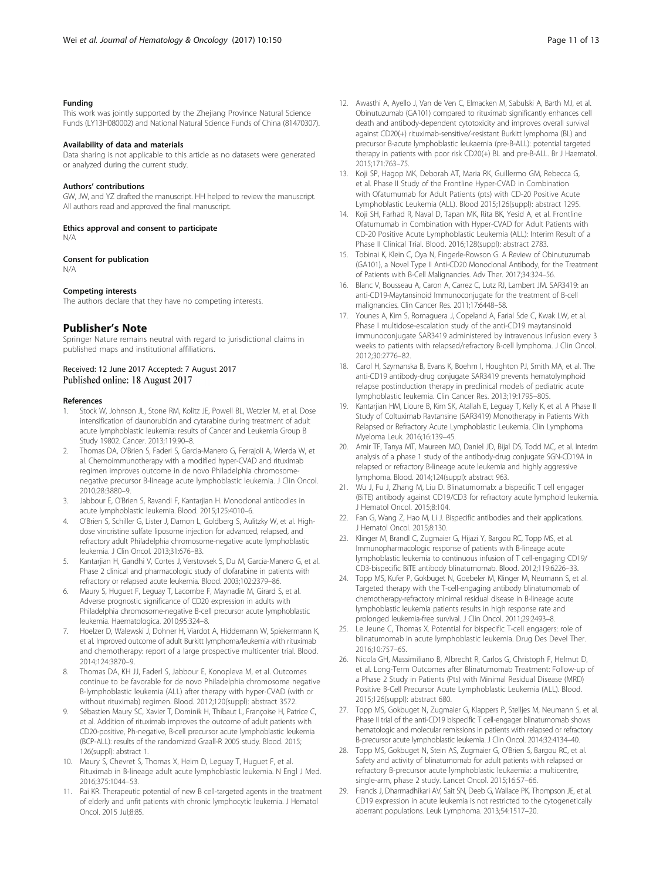#### Funding

This work was jointly supported by the Zhejiang Province Natural Science Funds (LY13H080002) and National Natural Science Funds of China (81470307).

#### Availability of data and materials

Data sharing is not applicable to this article as no datasets were generated or analyzed during the current study.

#### Authors' contributions

GW, JW, and YZ drafted the manuscript. HH helped to review the manuscript. All authors read and approved the final manuscript.

#### Ethics approval and consent to participate

N/A

#### Consent for publication

N/A

#### Competing interests

The authors declare that they have no competing interests.

## Publisher's Note

Springer Nature remains neutral with regard to jurisdictional claims in published maps and institutional affiliations.

Received: 12 June 2017 Accepted: 7 August 2017
Published online: 18 August 2017

#### References

1. Stock W, Johnson JL, Stone RM, Kolitz JE, Powell BL, Wetzler M, et al. Dose intensification of daunorubicin and cytarabine during treatment of adult acute lymphoblastic leukemia: results of Cancer and Leukemia Group B Study 19802. Cancer. 2013;119:90–8.
2. Thomas DA, O'Brien S, Faderl S, Garcia-Manero G, Ferrajoli A, Wierda W, et al. Chemoimmunotherapy with a modified hyper-CVAD and rituximab regimen improves outcome in de novo Philadelphia chromosome-negative precursor B-lineage acute lymphoblastic leukemia. J Clin Oncol. 2010;28:3880–9.
3. Jabbour E, O'Brien S, Ravandi F, Kantarjian H. Monoclonal antibodies in acute lymphoblastic leukemia. Blood. 2015;125:4010–6.
4. O'Brien S, Schiller G, Lister J, Damon L, Goldberg S, Aulitzky W, et al. High-dose vincristine sulfate liposome injection for advanced, relapsed, and refractory adult Philadelphia chromosome-negative acute lymphoblastic leukemia. J Clin Oncol. 2013;31:676–83.
5. Kantarjian H, Gandhi V, Cortes J, Verstovsek S, Du M, Garcia-Manero G, et al. Phase 2 clinical and pharmacologic study of clofarabine in patients with refractory or relapsed acute leukemia. Blood. 2003;102:2379–86.
6. Maury S, Huguet F, Leguay T, Lacombe F, Maynadie M, Girard S, et al. Adverse prognostic significance of CD20 expression in adults with Philadelphia chromosome-negative B-cell precursor acute lymphoblastic leukemia. Haematologica. 2010;95:324–8.
7. Hoelzer D, Walewski J, Dohner H, Viardot A, Hiddemann W, Spiekermann K, et al. Improved outcome of adult Burkitt lymphoma/leukemia with rituximab and chemotherapy: report of a large prospective multicenter trial. Blood. 2014;124:3870–9.
8. Thomas DA, KH JJ, Faderl S, Jabbour E, Konopleva M, et al. Outcomes continue to be favorable for de novo Philadelphia chromosome negative B-lymphoblastic leukemia (ALL) after therapy with hyper-CVAD (with or without rituximab) regimen. Blood. 2012;120(suppl): abstract 3572.
9. Sébastien Maury SC, Xavier T, Dominik H, Thibaut L, Françoise H, Patrice C, et al. Addition of rituximab improves the outcome of adult patients with CD20-positive, Ph-negative, B-cell precursor acute lymphoblastic leukemia (BCP-ALL): results of the randomized Graall-R 2005 study. Blood. 2015; 126(suppl): abstract 1.
10. Maury S, Chevret S, Thomas X, Heim D, Leguay T, Huguet F, et al. Rituximab in B-lineage adult acute lymphoblastic leukemia. N Engl J Med. 2016;375:1044–53.
11. Rai KR. Therapeutic potential of new B cell-targeted agents in the treatment of elderly and unfit patients with chronic lymphocytic leukemia. J Hematol Oncol. 2015 Jul;8:85.
12. Awasthi A, Ayello J, Van de Ven C, Elmacken M, Sabulski A, Barth MJ, et al. Obinutuzumab (GA101) compared to rituximab significantly enhances cell death and antibody-dependent cytotoxicity and improves overall survival against CD20(+) rituximab-sensitive/-resistant Burkitt lymphoma (BL) and precursor B-acute lymphoblastic leukaemia (pre-B-ALL): potential targeted therapy in patients with poor risk CD20(+) BL and pre-B-ALL. Br J Haematol. 2015;171:763–75.
13. Koji SP, Hagop MK, Deborah AT, Maria RK, Guillermo GM, Rebecca G, et al. Phase II Study of the Frontline Hyper-CVAD in Combination with Ofatumumab for Adult Patients (pts) with CD-20 Positive Acute Lymphoblastic Leukemia (ALL). Blood 2015;126(suppl): abstract 1295.
14. Koji SH, Farhad R, Naval D, Tapan MK, Rita BK, Yesid A, et al. Frontline Ofatumumab in Combination with Hyper-CVAD for Adult Patients with CD-20 Positive Acute Lymphoblastic Leukemia (ALL): Interim Result of a Phase II Clinical Trial. Blood. 2016;128(suppl): abstract 2783.
15. Tobinai K, Klein C, Oya N, Fingerle-Rowson G. A Review of Obinutuzumab (GA101), a Novel Type II Anti-CD20 Monoclonal Antibody, for the Treatment of Patients with B-Cell Malignancies. Adv Ther. 2017;34:324–56.
16. Blanc V, Bousseau A, Caron A, Carrez C, Lutz RJ, Lambert JM. SAR3419: an anti-CD19-Maytansinoid Immunoconjugate for the treatment of B-cell malignancies. Clin Cancer Res. 2011;17:6448–58.
17. Younes A, Kim S, Romaguera J, Copeland A, Farial Sde C, Kwak LW, et al. Phase I multidose-escalation study of the anti-CD19 maytansinoid immunoconjugate SAR3419 administered by intravenous infusion every 3 weeks to patients with relapsed/refractory B-cell lymphoma. J Clin Oncol. 2012;30:2776–82.
18. Carol H, Szymanska B, Evans K, Boehm I, Houghton PJ, Smith MA, et al. The anti-CD19 antibody-drug conjugate SAR3419 prevents hematolymphoid relapse postinduction therapy in preclinical models of pediatric acute lymphoblastic leukemia. Clin Cancer Res. 2013;19:1795–805.
19. Kantarjian HM, Lioure B, Kim SK, Atallah E, Leguay T, Kelly K, et al. A Phase II Study of Coltuximab Ravtansine (SAR3419) Monotherapy in Patients With Relapsed or Refractory Acute Lymphoblastic Leukemia. Clin Lymphoma Myeloma Leuk. 2016;16:139–45.
20. Amir TF, Tanya MT, Maureen MO, Daniel JD, Bijal DS, Todd MC, et al. Interim analysis of a phase 1 study of the antibody-drug conjugate SGN-CD19A in relapsed or refractory B-lineage acute leukemia and highly aggressive lymphoma. Blood. 2014;124(suppl): abstract 963.
21. Wu J, Fu J, Zhang M, Liu D. Blinatumomab: a bispecific T cell engager (BiTE) antibody against CD19/CD3 for refractory acute lymphoid leukemia. J Hematol Oncol. 2015;8:104.
22. Fan G, Wang Z, Hao M, Li J. Bispecific antibodies and their applications. J Hematol Oncol. 2015;8:130.
23. Klinger M, Brandl C, Zugmaier G, Hijazi Y, Bargou RC, Topp MS, et al. Immunopharmacologic response of patients with B-lineage acute lymphoblastic leukemia to continuous infusion of T cell-engaging CD19/CD3-bispecific BiTE antibody blinatumomab. Blood. 2012;119:6226–33.
24. Topp MS, Kufer P, Gokbuget N, Goebeler M, Klinger M, Neumann S, et al. Targeted therapy with the T-cell-engaging antibody blinatumomab of chemotherapy-refractory minimal residual disease in B-lineage acute lymphoblastic leukemia patients results in high response rate and prolonged leukemia-free survival. J Clin Oncol. 2011;29:2493–8.
25. Le Jeune C, Thomas X. Potential for bispecific T-cell engagers: role of blinatumomab in acute lymphoblastic leukemia. Drug Des Devel Ther. 2016;10:757–65.
26. Nicola GH, Massimiliano B, Albrecht R, Carlos G, Christoph F, Helmut D, et al. Long-Term Outcomes after Blinatumomab Treatment: Follow-up of a Phase 2 Study in Patients (Pts) with Minimal Residual Disease (MRD) Positive B-Cell Precursor Acute Lymphoblastic Leukemia (ALL). Blood. 2015;126(suppl): abstract 680.
27. Topp MS, Gokbuget N, Zugmaier G, Klappers P, Stelljes M, Neumann S, et al. Phase II trial of the anti-CD19 bispecific T cell-engager blinatumomab shows hematologic and molecular remissions in patients with relapsed or refractory B-precursor acute lymphoblastic leukemia. J Clin Oncol. 2014;32:4134–40.
28. Topp MS, Gokbuget N, Stein AS, Zugmaier G, O'Brien S, Bargou RC, et al. Safety and activity of blinatumomab for adult patients with relapsed or refractory B-precursor acute lymphoblastic leukaemia: a multicentre, single-arm, phase 2 study. Lancet Oncol. 2015;16:57–66.
29. Francis J, Dharmadhikari AV, Sait SN, Deeb G, Wallace PK, Thompson JE, et al. CD19 expression in acute leukemia is not restricted to the cytogenetically aberrant populations. Leuk Lymphoma. 2013;54:1517–20.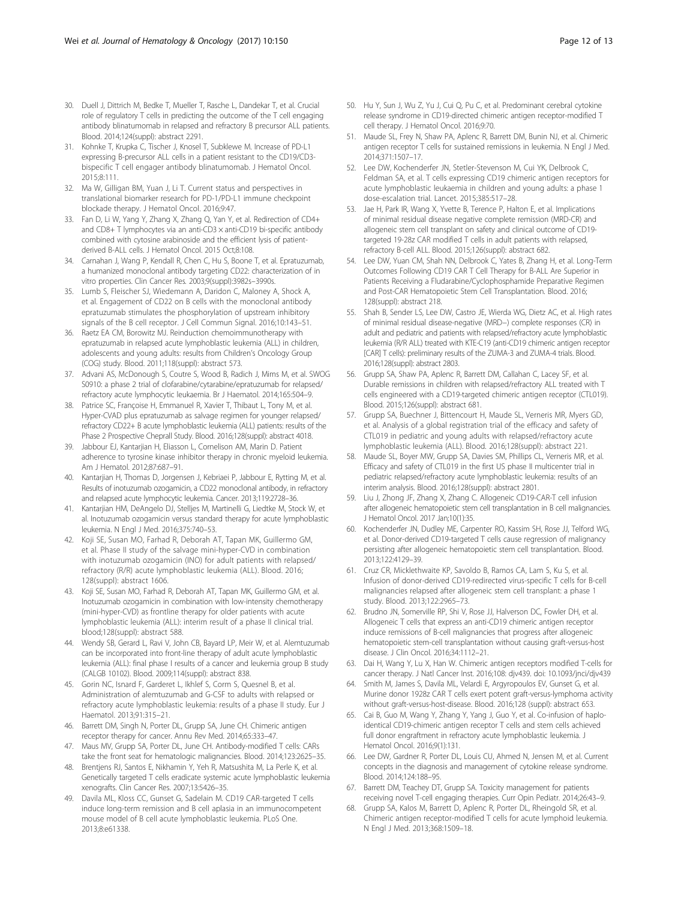30. Duell J, Dittrich M, Bedke T, Mueller T, Rasche L, Dandekar T, et al. Crucial role of regulatory T cells in predicting the outcome of the T cell engaging antibody blinatumomab in relapsed and refractory B precursor ALL patients. Blood. 2014;124(suppl): abstract 2291.
31. Kohnke T, Krupka C, Tischer J, Knosel T, Subklewe M. Increase of PD-L1 expressing B-precursor ALL cells in a patient resistant to the CD19/CD3-bispecific T cell engager antibody blinatumomab. J Hematol Oncol. 2015;8:111.
32. Ma W, Gilligan BM, Yuan J, Li T. Current status and perspectives in translational biomarker research for PD-1/PD-L1 immune checkpoint blockade therapy. J Hematol Oncol. 2016;9:47.
33. Fan D, Li W, Yang Y, Zhang X, Zhang Q, Yan Y, et al. Redirection of CD4+ and CD8+ T lymphocytes via an anti-CD3 × anti-CD19 bi-specific antibody combined with cytosine arabinoside and the efficient lysis of patient-derived B-ALL cells. J Hematol Oncol. 2015 Oct;8:108.
34. Carnahan J, Wang P, Kendall R, Chen C, Hu S, Boone T, et al. Epratuzumab, a humanized monoclonal antibody targeting CD22: characterization of in vitro properties. Clin Cancer Res. 2003;9(suppl):3982s–3990s.
35. Lumb S, Fleischer SJ, Wiedemann A, Daridon C, Maloney A, Shock A, et al. Engagement of CD22 on B cells with the monoclonal antibody epratuzumab stimulates the phosphorylation of upstream inhibitory signals of the B cell receptor. J Cell Commun Signal. 2016;10:143–51.
36. Raetz EA CM, Borowitz MJ. Reinduction chemoimmunotherapy with epratuzumab in relapsed acute lymphoblastic leukemia (ALL) in children, adolescents and young adults: results from Children's Oncology Group (COG) study. Blood. 2011;118(suppl): abstract 573.
37. Advani AS, McDonough S, Coutre S, Wood B, Radich J, Mims M, et al. SWOG S0910: a phase 2 trial of clofarabine/cytarabine/epratuzumab for relapsed/refractory acute lymphocytic leukaemia. Br J Haematol. 2014;165:504–9.
38. Patrice SC, Françoise H, Emmanuel R, Xavier T, Thibaut L, Tony M, et al. Hyper-CVAD plus epratuzumab as salvage regimen for younger relapsed/refractory CD22+ B acute lymphoblastic leukemia (ALL) patients: results of the Phase 2 Prospective Chepral Study. Blood. 2016;128(suppl): abstract 4018.
39. Jabbour EJ, Kantarjian H, Eliasson L, Cornelison AM, Marin D. Patient adherence to tyrosine kinase inhibitor therapy in chronic myeloid leukemia. Am J Hematol. 2012;87:687–91.
40. Kantarjian H, Thomas D, Jorgensen J, Kebriaei P, Jabbour E, Rytting M, et al. Results of inotuzumab ozogamicin, a CD22 monoclonal antibody, in refractory and relapsed acute lymphocytic leukemia. Cancer. 2013;119:2728–36.
41. Kantarjian HM, DeAngelo DJ, Stelljes M, Martinelli G, Liedtke M, Stock W, et al. Inotuzumab ozogamicin versus standard therapy for acute lymphoblastic leukemia. N Engl J Med. 2016;375:740–53.
42. Koji SE, Susan MO, Farhad R, Deborah AT, Tapan MK, Guillermo GM, et al. Phase II study of the salvage mini-hyper-CVD in combination with inotuzumab ozogamicin (INO) for adult patients with relapsed/refractory (R/R) acute lymphoblastic leukemia (ALL). Blood. 2016; 128(suppl): abstract 1606.
43. Koji SE, Susan MO, Farhad R, Deborah AT, Tapan MK, Guillermo GM, et al. Inotuzumab ozogamicin in combination with low-intensity chemotherapy (mini-hyper-CVD) as frontline therapy for older patients with acute lymphoblastic leukemia (ALL): interim result of a phase II clinical trial. blood;128(suppl): abstract 588.
44. Wendy SB, Gerard L, Ravi V, John CB, Bayard LP, Meir W, et al. Alemtuzumab can be incorporated into front-line therapy of adult acute lymphoblastic leukemia (ALL): final phase I results of a cancer and leukemia group B study (CALGB 10102). Blood. 2009;114(suppl): abstract 838.
45. Gorin NC, Isnard F, Garderet L, Ikhlef S, Corm S, Quesnel B, et al. Administration of alemtuzumab and G-CSF to adults with relapsed or refractory acute lymphoblastic leukemia: results of a phase II study. Eur J Haematol. 2013;91:315–21.
46. Barrett DM, Singh N, Porter DL, Grupp SA, June CH. Chimeric antigen receptor therapy for cancer. Annu Rev Med. 2014;65:333–47.
47. Maus MV, Grupp SA, Porter DL, June CH. Antibody-modified T cells: CARs take the front seat for hematologic malignancies. Blood. 2014;123:2625–35.
48. Brentjens RJ, Santos E, Nikhamin Y, Yeh R, Matsushita M, La Perle K, et al. Genetically targeted T cells eradicate systemic acute lymphoblastic leukemia xenografts. Clin Cancer Res. 2007;13:5426–35.
49. Davila ML, Kloss CC, Gunset G, Sadelain M. CD19 CAR-targeted T cells induce long-term remission and B cell aplasia in an immunocompetent mouse model of B cell acute lymphoblastic leukemia. PLoS One. 2013;8:e61338.
50. Hu Y, Sun J, Wu Z, Yu J, Cui Q, Pu C, et al. Predominant cerebral cytokine release syndrome in CD19-directed chimeric antigen receptor-modified T cell therapy. J Hematol Oncol. 2016;9:70.
51. Maude SL, Frey N, Shaw PA, Aplenc R, Barrett DM, Bunin NJ, et al. Chimeric antigen receptor T cells for sustained remissions in leukemia. N Engl J Med. 2014;371:1507–17.
52. Lee DW, Kochenderfer JN, Stetler-Stevenson M, Cui YK, Delbrook C, Feldman SA, et al. T cells expressing CD19 chimeric antigen receptors for acute lymphoblastic leukaemia in children and young adults: a phase 1 dose-escalation trial. Lancet. 2015;385:517–28.
53. Jae H, Park IR, Wang X, Yvette B, Terence P, Halton E, et al. Implications of minimal residual disease negative complete remission (MRD-CR) and allogeneic stem cell transplant on safety and clinical outcome of CD19-targeted 19-28z CAR modified T cells in adult patients with relapsed, refractory B-cell ALL. Blood. 2015;126(suppl): abstract 682.
54. Lee DW, Yuan CM, Shah NN, Delbrook C, Yates B, Zhang H, et al. Long-Term Outcomes Following CD19 CAR T Cell Therapy for B-ALL Are Superior in Patients Receiving a Fludarabine/Cyclophosphamide Preparative Regimen and Post-CAR Hematopoietic Stem Cell Transplantation. Blood. 2016; 128(suppl): abstract 218.
55. Shah B, Sender LS, Lee DW, Castro JE, Wierda WG, Dietz AC, et al. High rates of minimal residual disease-negative (MRD−) complete responses (CR) in adult and pediatric and patients with relapsed/refractory acute lymphoblastic leukemia (R/R ALL) treated with KTE-C19 (anti-CD19 chimeric antigen receptor [CAR] T cells): preliminary results of the ZUMA-3 and ZUMA-4 trials. Blood. 2016;128(suppl): abstract 2803.
56. Grupp SA, Shaw PA, Aplenc R, Barrett DM, Callahan C, Lacey SF, et al. Durable remissions in children with relapsed/refractory ALL treated with T cells engineered with a CD19-targeted chimeric antigen receptor (CTL019). Blood. 2015;126(suppl): abstract 681.
57. Grupp SA, Buechner J, Bittencourt H, Maude SL, Verneris MR, Myers GD, et al. Analysis of a global registration trial of the efficacy and safety of CTL019 in pediatric and young adults with relapsed/refractory acute lymphoblastic leukemia (ALL). Blood. 2016;128(suppl): abstract 221.
58. Maude SL, Boyer MW, Grupp SA, Davies SM, Phillips CL, Verneris MR, et al. Efficacy and safety of CTL019 in the first US phase II multicenter trial in pediatric relapsed/refractory acute lymphoblastic leukemia: results of an interim analysis. Blood. 2016;128(suppl): abstract 2801.
59. Liu J, Zhong JF, Zhang X, Zhang C. Allogeneic CD19-CAR-T cell infusion after allogeneic hematopoietic stem cell transplantation in B cell malignancies. J Hematol Oncol. 2017 Jan;10(1):35.
60. Kochenderfer JN, Dudley ME, Carpenter RO, Kassim SH, Rose JJ, Telford WG, et al. Donor-derived CD19-targeted T cells cause regression of malignancy persisting after allogeneic hematopoietic stem cell transplantation. Blood. 2013;122:4129–39.
61. Cruz CR, Micklethwaite KP, Savoldo B, Ramos CA, Lam S, Ku S, et al. Infusion of donor-derived CD19-redirected virus-specific T cells for B-cell malignancies relapsed after allogeneic stem cell transplant: a phase 1 study. Blood. 2013;122:2965–73.
62. Brudno JN, Somerville RP, Shi V, Rose JJ, Halverson DC, Fowler DH, et al. Allogeneic T cells that express an anti-CD19 chimeric antigen receptor induce remissions of B-cell malignancies that progress after allogeneic hematopoietic stem-cell transplantation without causing graft-versus-host disease. J Clin Oncol. 2016;34:1112–21.
63. Dai H, Wang Y, Lu X, Han W. Chimeric antigen receptors modified T-cells for cancer therapy. J Natl Cancer Inst. 2016;108: djv439. doi: 10.1093/jnci/djv439
64. Smith M, James S, Davila ML, Velardi E, Argyropoulos EV, Gunset G, et al. Murine donor 1928z CAR T cells exert potent graft-versus-lymphoma activity without graft-versus-host-disease. Blood. 2016;128 (suppl): abstract 653.
65. Cai B, Guo M, Wang Y, Zhang Y, Yang J, Guo Y, et al. Co-infusion of haplo-identical CD19-chimeric antigen receptor T cells and stem cells achieved full donor engraftment in refractory acute lymphoblastic leukemia. J Hematol Oncol. 2016;9(1):131.
66. Lee DW, Gardner R, Porter DL, Louis CU, Ahmed N, Jensen M, et al. Current concepts in the diagnosis and management of cytokine release syndrome. Blood. 2014;124:188–95.
67. Barrett DM, Teachey DT, Grupp SA. Toxicity management for patients receiving novel T-cell engaging therapies. Curr Opin Pediatr. 2014;26:43–9.
68. Grupp SA, Kalos M, Barrett D, Aplenc R, Porter DL, Rheingold SR, et al. Chimeric antigen receptor-modified T cells for acute lymphoid leukemia. N Engl J Med. 2013;368:1509–18.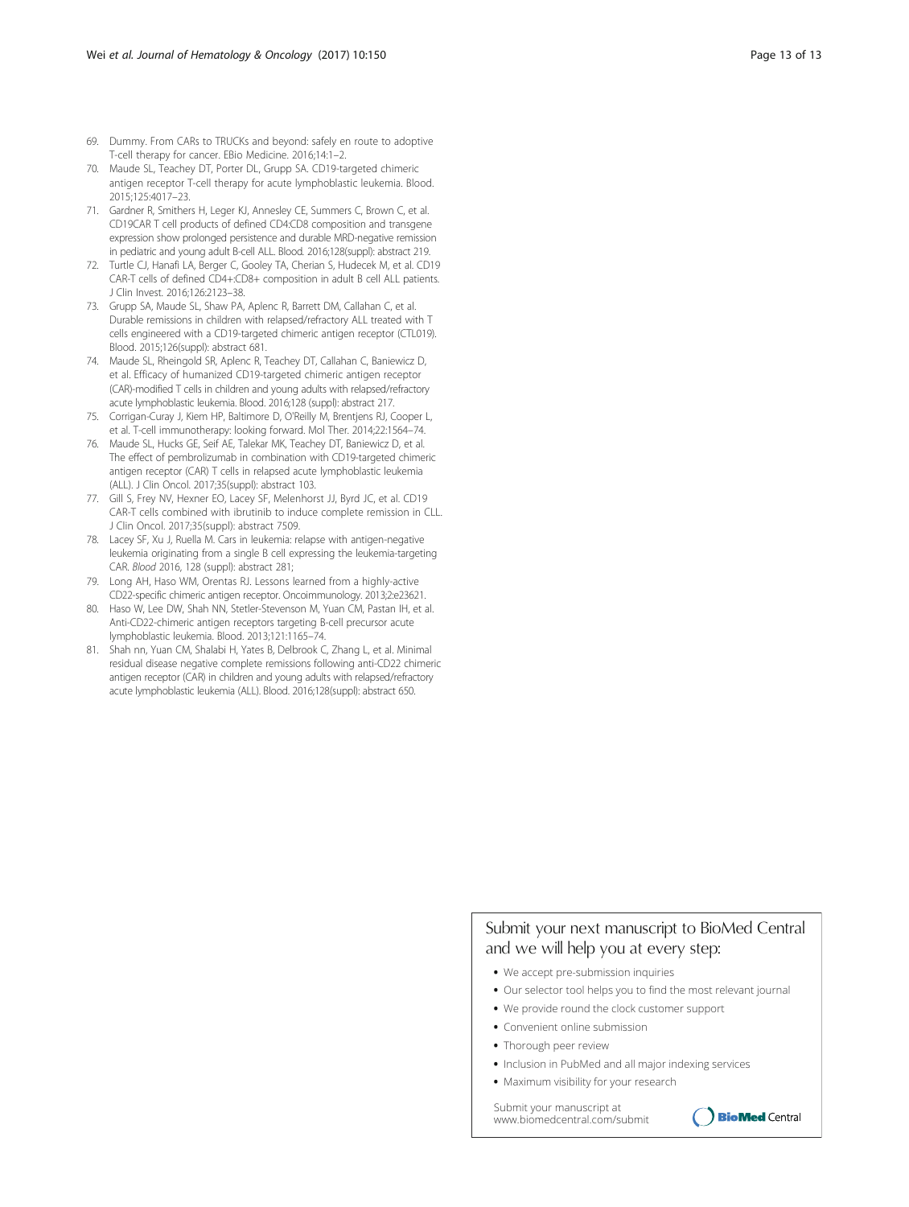69. Dummy. From CARs to TRUCKs and beyond: safely en route to adoptive T-cell therapy for cancer. EBio Medicine. 2016;14:1–2.
70. Maude SL, Teachey DT, Porter DL, Grupp SA. CD19-targeted chimeric antigen receptor T-cell therapy for acute lymphoblastic leukemia. Blood. 2015;125:4017–23.
71. Gardner R, Smithers H, Leger KJ, Annesley CE, Summers C, Brown C, et al. CD19CAR T cell products of defined CD4:CD8 composition and transgene expression show prolonged persistence and durable MRD-negative remission in pediatric and young adult B-cell ALL. Blood. 2016;128(suppl): abstract 219.
72. Turtle CJ, Hanafi LA, Berger C, Gooley TA, Cherian S, Hudecek M, et al. CD19 CAR-T cells of defined CD4+:CD8+ composition in adult B cell ALL patients. J Clin Invest. 2016;126:2123–38.
73. Grupp SA, Maude SL, Shaw PA, Aplenc R, Barrett DM, Callahan C, et al. Durable remissions in children with relapsed/refractory ALL treated with T cells engineered with a CD19-targeted chimeric antigen receptor (CTL019). Blood. 2015;126(suppl): abstract 681.
74. Maude SL, Rheingold SR, Aplenc R, Teachey DT, Callahan C, Baniewicz D, et al. Efficacy of humanized CD19-targeted chimeric antigen receptor (CAR)-modified T cells in children and young adults with relapsed/refractory acute lymphoblastic leukemia. Blood. 2016;128 (suppl): abstract 217.
75. Corrigan-Curay J, Kiem HP, Baltimore D, O'Reilly M, Brentjens RJ, Cooper L, et al. T-cell immunotherapy: looking forward. Mol Ther. 2014;22:1564–74.
76. Maude SL, Hucks GE, Seif AE, Talekar MK, Teachey DT, Baniewicz D, et al. The effect of pembrolizumab in combination with CD19-targeted chimeric antigen receptor (CAR) T cells in relapsed acute lymphoblastic leukemia (ALL). J Clin Oncol. 2017;35(suppl): abstract 103.
77. Gill S, Frey NV, Hexner EO, Lacey SF, Melenhorst JJ, Byrd JC, et al. CD19 CAR-T cells combined with ibrutinib to induce complete remission in CLL. J Clin Oncol. 2017;35(suppl): abstract 7509.
78. Lacey SF, Xu J, Ruella M. Cars in leukemia: relapse with antigen-negative leukemia originating from a single B cell expressing the leukemia-targeting CAR. *Blood* 2016, 128 (suppl): abstract 281;
79. Long AH, Haso WM, Orentas RJ. Lessons learned from a highly-active CD22-specific chimeric antigen receptor. Oncoimmunology. 2013;2:e23621.
80. Haso W, Lee DW, Shah NN, Stetler-Stevenson M, Yuan CM, Pastan IH, et al. Anti-CD22-chimeric antigen receptors targeting B-cell precursor acute lymphoblastic leukemia. Blood. 2013;121:1165–74.
81. Shah nn, Yuan CM, Shalabi H, Yates B, Delbrook C, Zhang L, et al. Minimal residual disease negative complete remissions following anti-CD22 chimeric antigen receptor (CAR) in children and young adults with relapsed/refractory acute lymphoblastic leukemia (ALL). Blood. 2016;128(suppl): abstract 650.

Submit your next manuscript to BioMed Central and we will help you at every step:

- We accept pre-submission inquiries
- Our selector tool helps you to find the most relevant journal
- We provide round the clock customer support
- Convenient online submission
- Thorough peer review
- Inclusion in PubMed and all major indexing services
- Maximum visibility for your research

Submit your manuscript at www.biomedcentral.com/submit

BioMed Central